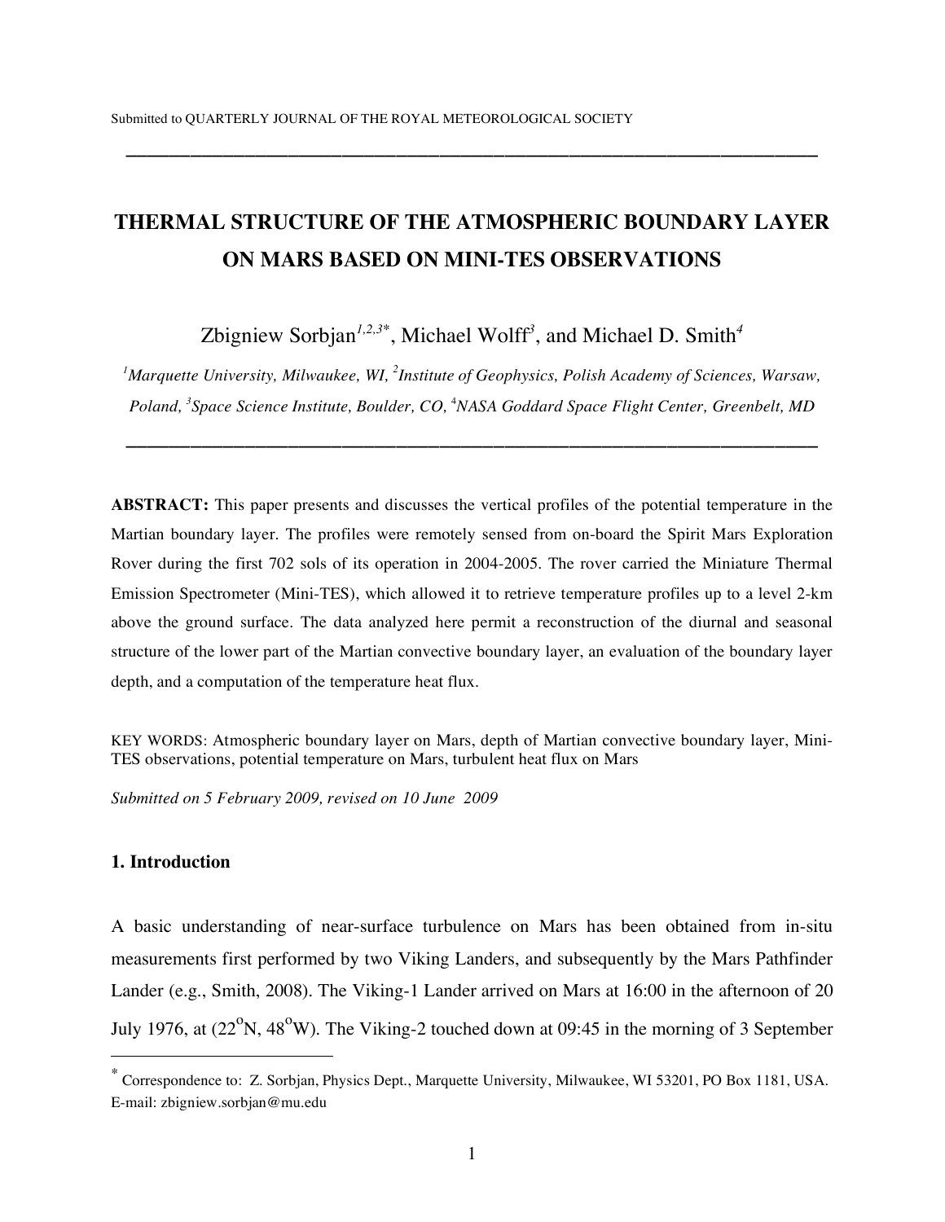Submitted to QUARTERLY JOURNAL OF THE ROYAL METEOROLOGICAL SOCIETY

---

# THERMAL STRUCTURE OF THE ATMOSPHERIC BOUNDARY LAYER ON MARS BASED ON MINI-TES OBSERVATIONS

Zbigniew Sorbjan[1,2,3*], Michael Wolff[3], and Michael D. Smith[4]

*[1]Marquette University, Milwaukee, WI, [2]Institute of Geophysics, Polish Academy of Sciences, Warsaw, Poland, [3]Space Science Institute, Boulder, CO, [4]NASA Goddard Space Flight Center, Greenbelt, MD*

---

**ABSTRACT:** This paper presents and discusses the vertical profiles of the potential temperature in the Martian boundary layer. The profiles were remotely sensed from on-board the Spirit Mars Exploration Rover during the first 702 sols of its operation in 2004-2005. The rover carried the Miniature Thermal Emission Spectrometer (Mini-TES), which allowed it to retrieve temperature profiles up to a level 2-km above the ground surface. The data analyzed here permit a reconstruction of the diurnal and seasonal structure of the lower part of the Martian convective boundary layer, an evaluation of the boundary layer depth, and a computation of the temperature heat flux.

KEY WORDS: Atmospheric boundary layer on Mars, depth of Martian convective boundary layer, Mini-TES observations, potential temperature on Mars, turbulent heat flux on Mars

*Submitted on 5 February 2009, revised on 10 June 2009*

## 1. Introduction

A basic understanding of near-surface turbulence on Mars has been obtained from in-situ measurements first performed by two Viking Landers, and subsequently by the Mars Pathfinder Lander (e.g., Smith, 2008). The Viking-1 Lander arrived on Mars at 16:00 in the afternoon of 20 July 1976, at ($22^{o}$N, $48^{o}$W). The Viking-2 touched down at 09:45 in the morning of 3 September

---

[*] Correspondence to: Z. Sorbjan, Physics Dept., Marquette University, Milwaukee, WI 53201, PO Box 1181, USA. E-mail: zbigniew.sorbjan@mu.edu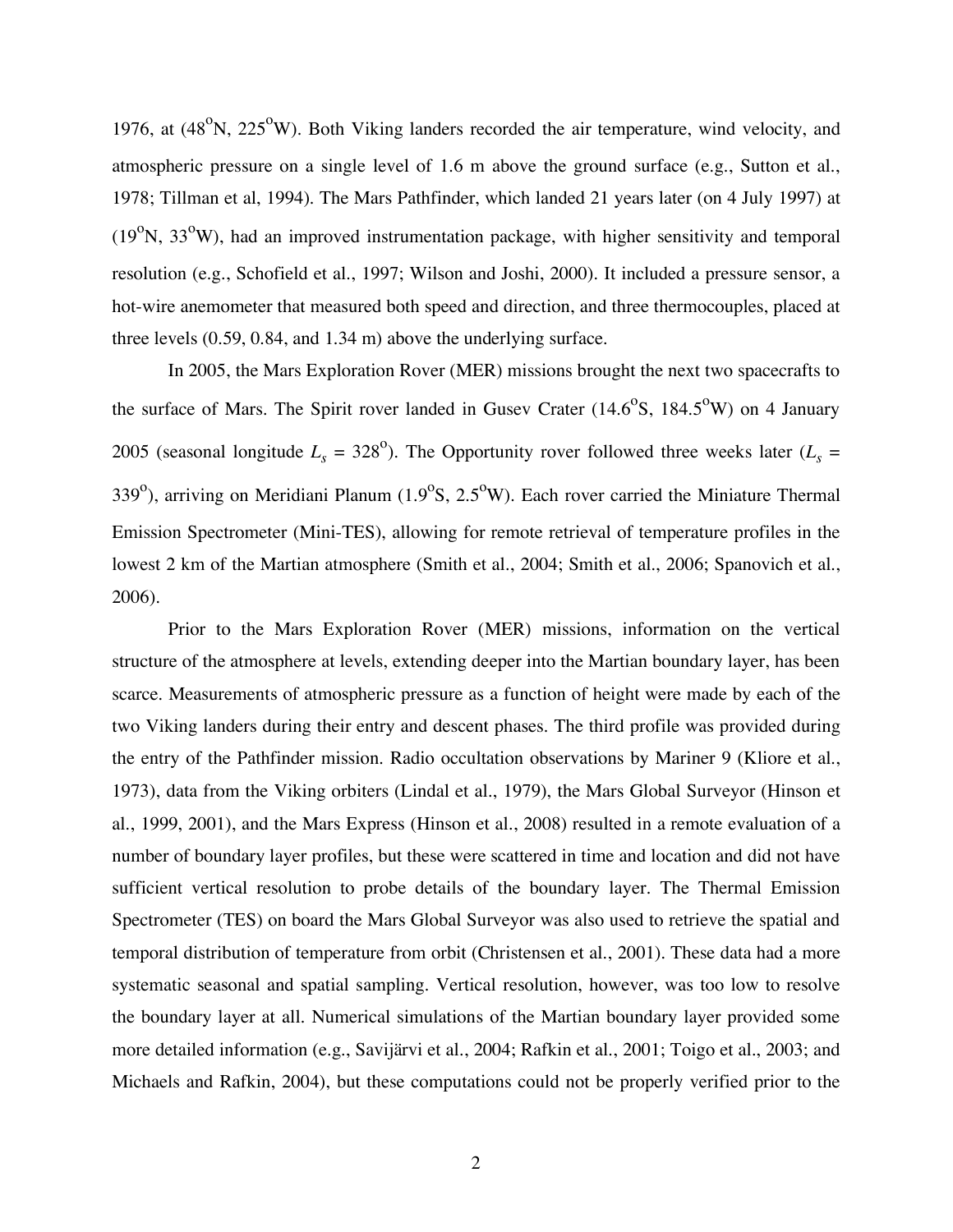1976, at (48$^{o}$N, 225$^{o}$W). Both Viking landers recorded the air temperature, wind velocity, and atmospheric pressure on a single level of 1.6 m above the ground surface (e.g., Sutton et al., 1978; Tillman et al, 1994). The Mars Pathfinder, which landed 21 years later (on 4 July 1997) at (19$^{o}$N, 33$^{o}$W), had an improved instrumentation package, with higher sensitivity and temporal resolution (e.g., Schofield et al., 1997; Wilson and Joshi, 2000). It included a pressure sensor, a hot-wire anemometer that measured both speed and direction, and three thermocouples, placed at three levels (0.59, 0.84, and 1.34 m) above the underlying surface.

In 2005, the Mars Exploration Rover (MER) missions brought the next two spacecrafts to the surface of Mars. The Spirit rover landed in Gusev Crater (14.6$^{o}$S, 184.5$^{o}$W) on 4 January 2005 (seasonal longitude $L_s$ = 328$^{o}$). The Opportunity rover followed three weeks later ($L_s$ = 339$^{o}$), arriving on Meridiani Planum (1.9$^{o}$S, 2.5$^{o}$W). Each rover carried the Miniature Thermal Emission Spectrometer (Mini-TES), allowing for remote retrieval of temperature profiles in the lowest 2 km of the Martian atmosphere (Smith et al., 2004; Smith et al., 2006; Spanovich et al., 2006).

Prior to the Mars Exploration Rover (MER) missions, information on the vertical structure of the atmosphere at levels, extending deeper into the Martian boundary layer, has been scarce. Measurements of atmospheric pressure as a function of height were made by each of the two Viking landers during their entry and descent phases. The third profile was provided during the entry of the Pathfinder mission. Radio occultation observations by Mariner 9 (Kliore et al., 1973), data from the Viking orbiters (Lindal et al., 1979), the Mars Global Surveyor (Hinson et al., 1999, 2001), and the Mars Express (Hinson et al., 2008) resulted in a remote evaluation of a number of boundary layer profiles, but these were scattered in time and location and did not have sufficient vertical resolution to probe details of the boundary layer. The Thermal Emission Spectrometer (TES) on board the Mars Global Surveyor was also used to retrieve the spatial and temporal distribution of temperature from orbit (Christensen et al., 2001). These data had a more systematic seasonal and spatial sampling. Vertical resolution, however, was too low to resolve the boundary layer at all. Numerical simulations of the Martian boundary layer provided some more detailed information (e.g., Savijärvi et al., 2004; Rafkin et al., 2001; Toigo et al., 2003; and Michaels and Rafkin, 2004), but these computations could not be properly verified prior to the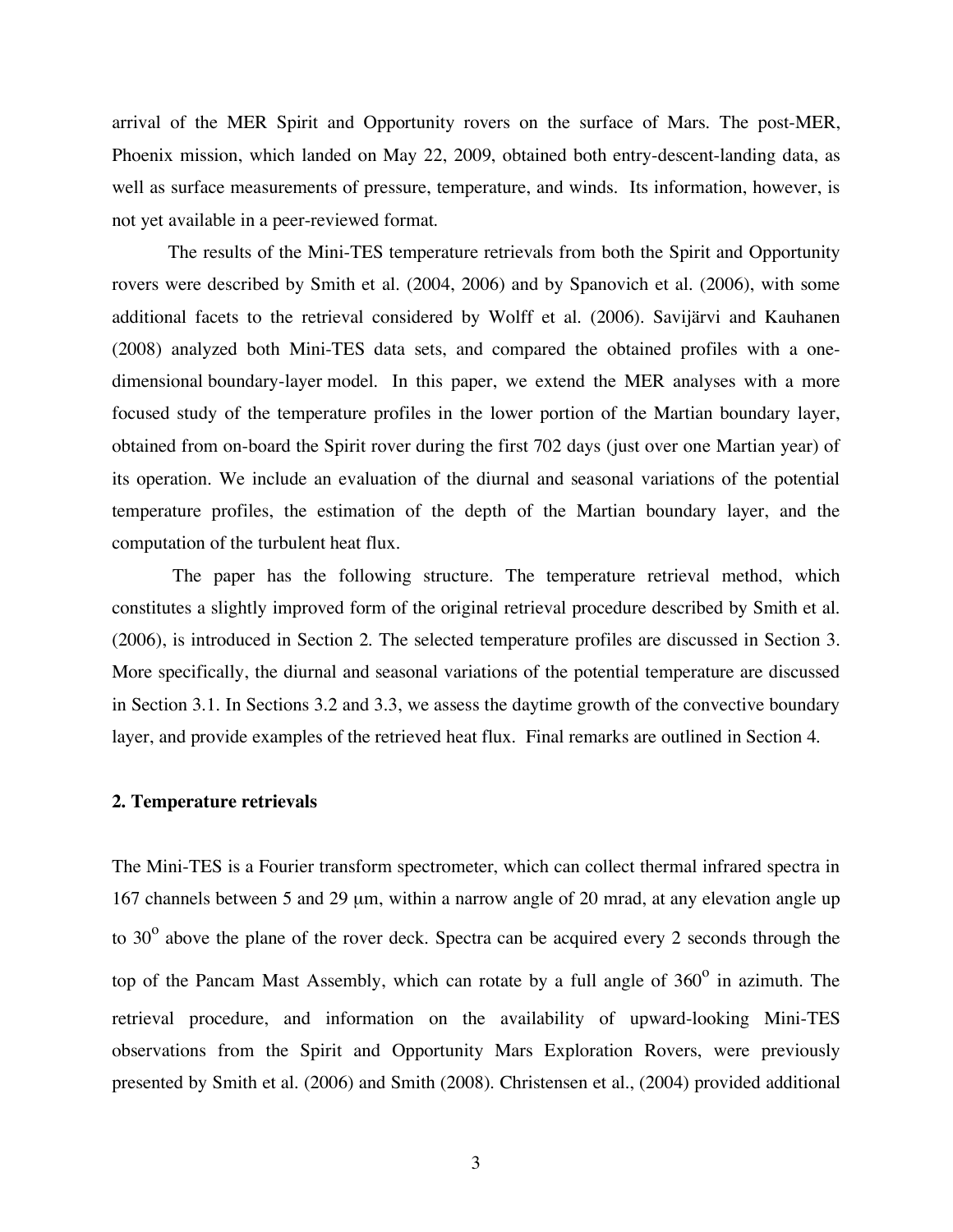arrival of the MER Spirit and Opportunity rovers on the surface of Mars. The post-MER, Phoenix mission, which landed on May 22, 2009, obtained both entry-descent-landing data, as well as surface measurements of pressure, temperature, and winds. Its information, however, is not yet available in a peer-reviewed format.

The results of the Mini-TES temperature retrievals from both the Spirit and Opportunity rovers were described by Smith et al. (2004, 2006) and by Spanovich et al. (2006), with some additional facets to the retrieval considered by Wolff et al. (2006). Savijärvi and Kauhanen (2008) analyzed both Mini-TES data sets, and compared the obtained profiles with a one-dimensional boundary-layer model. In this paper, we extend the MER analyses with a more focused study of the temperature profiles in the lower portion of the Martian boundary layer, obtained from on-board the Spirit rover during the first 702 days (just over one Martian year) of its operation. We include an evaluation of the diurnal and seasonal variations of the potential temperature profiles, the estimation of the depth of the Martian boundary layer, and the computation of the turbulent heat flux.

The paper has the following structure. The temperature retrieval method, which constitutes a slightly improved form of the original retrieval procedure described by Smith et al. (2006), is introduced in Section 2. The selected temperature profiles are discussed in Section 3. More specifically, the diurnal and seasonal variations of the potential temperature are discussed in Section 3.1. In Sections 3.2 and 3.3, we assess the daytime growth of the convective boundary layer, and provide examples of the retrieved heat flux. Final remarks are outlined in Section 4.

## 2. Temperature retrievals

The Mini-TES is a Fourier transform spectrometer, which can collect thermal infrared spectra in 167 channels between 5 and 29 μm, within a narrow angle of 20 mrad, at any elevation angle up to $30^{o}$ above the plane of the rover deck. Spectra can be acquired every 2 seconds through the top of the Pancam Mast Assembly, which can rotate by a full angle of $360^{o}$ in azimuth. The retrieval procedure, and information on the availability of upward-looking Mini-TES observations from the Spirit and Opportunity Mars Exploration Rovers, were previously presented by Smith et al. (2006) and Smith (2008). Christensen et al., (2004) provided additional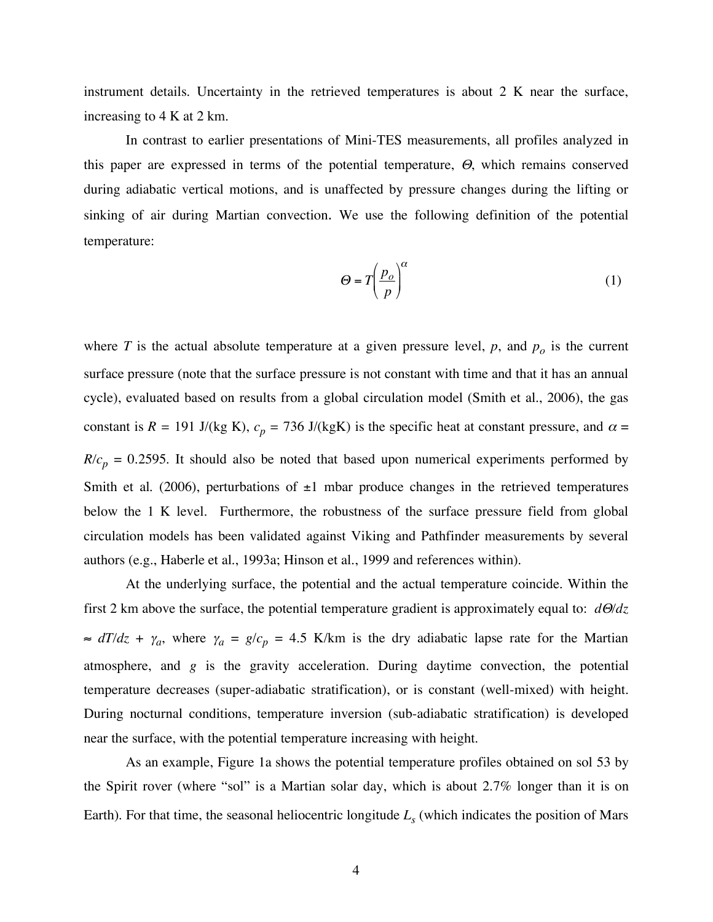instrument details. Uncertainty in the retrieved temperatures is about 2 K near the surface, increasing to 4 K at 2 km.

In contrast to earlier presentations of Mini-TES measurements, all profiles analyzed in this paper are expressed in terms of the potential temperature, $\Theta$, which remains conserved during adiabatic vertical motions, and is unaffected by pressure changes during the lifting or sinking of air during Martian convection. We use the following definition of the potential temperature:

$$\Theta = T\left(\frac{p_o}{p}\right)^{\alpha} \tag{1}$$

where $T$ is the actual absolute temperature at a given pressure level, $p$, and $p_o$ is the current surface pressure (note that the surface pressure is not constant with time and that it has an annual cycle), evaluated based on results from a global circulation model (Smith et al., 2006), the gas constant is $R$ = 191 J/(kg K), $c_p$ = 736 J/(kgK) is the specific heat at constant pressure, and $\alpha = R/c_p = 0.2595$. It should also be noted that based upon numerical experiments performed by Smith et al. (2006), perturbations of ±1 mbar produce changes in the retrieved temperatures below the 1 K level. Furthermore, the robustness of the surface pressure field from global circulation models has been validated against Viking and Pathfinder measurements by several authors (e.g., Haberle et al., 1993a; Hinson et al., 1999 and references within).

At the underlying surface, the potential and the actual temperature coincide. Within the first 2 km above the surface, the potential temperature gradient is approximately equal to: $d\Theta/dz \approx dT/dz + \gamma_a$, where $\gamma_a = g/c_p$ = 4.5 K/km is the dry adiabatic lapse rate for the Martian atmosphere, and $g$ is the gravity acceleration. During daytime convection, the potential temperature decreases (super-adiabatic stratification), or is constant (well-mixed) with height. During nocturnal conditions, temperature inversion (sub-adiabatic stratification) is developed near the surface, with the potential temperature increasing with height.

As an example, Figure 1a shows the potential temperature profiles obtained on sol 53 by the Spirit rover (where "sol" is a Martian solar day, which is about 2.7% longer than it is on Earth). For that time, the seasonal heliocentric longitude $L_s$ (which indicates the position of Mars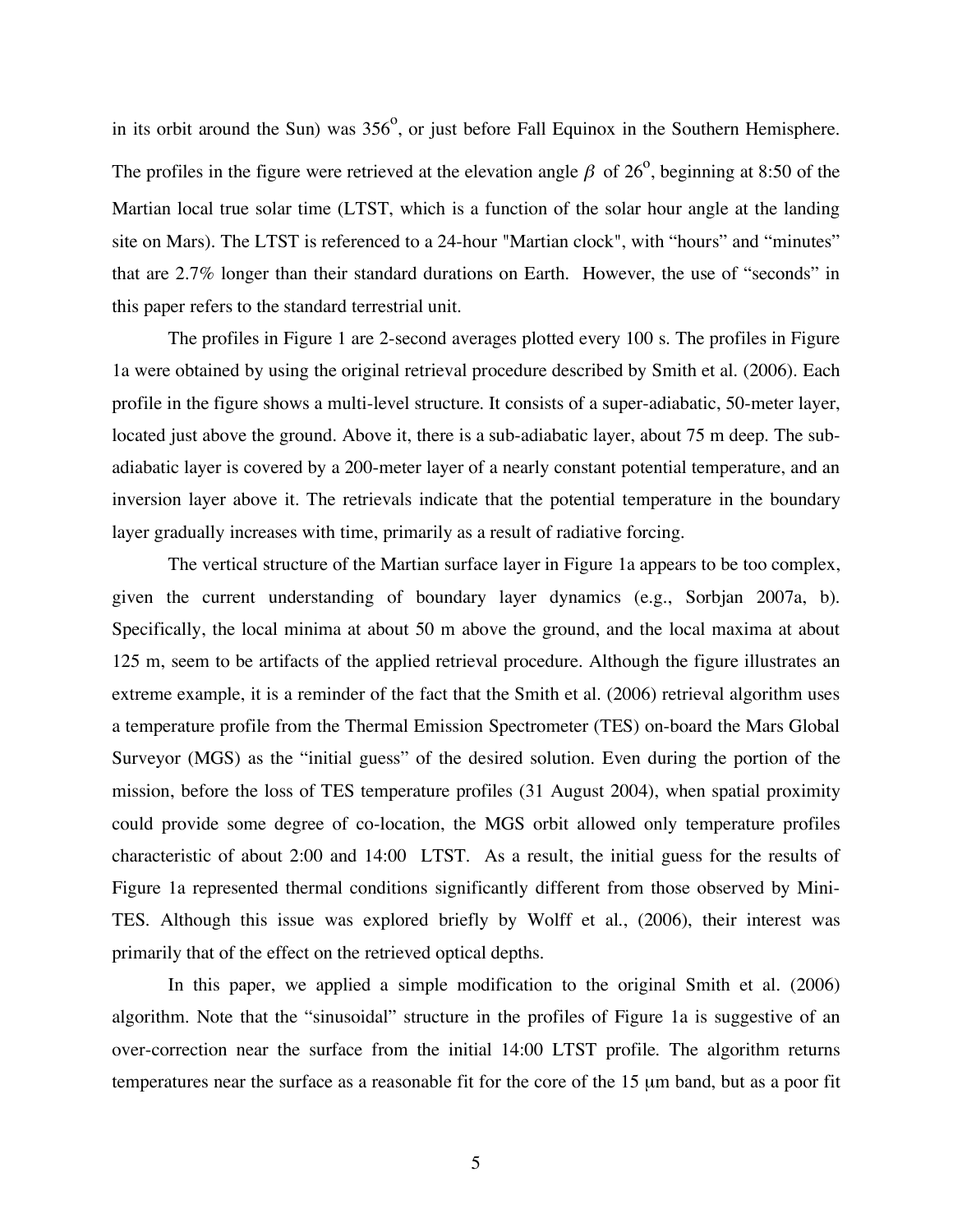in its orbit around the Sun) was $356^{o}$, or just before Fall Equinox in the Southern Hemisphere. The profiles in the figure were retrieved at the elevation angle $\beta$ of $26^{o}$, beginning at 8:50 of the Martian local true solar time (LTST, which is a function of the solar hour angle at the landing site on Mars). The LTST is referenced to a 24-hour "Martian clock", with "hours" and "minutes" that are 2.7% longer than their standard durations on Earth. However, the use of "seconds" in this paper refers to the standard terrestrial unit.

The profiles in Figure 1 are 2-second averages plotted every 100 s. The profiles in Figure 1a were obtained by using the original retrieval procedure described by Smith et al. (2006). Each profile in the figure shows a multi-level structure. It consists of a super-adiabatic, 50-meter layer, located just above the ground. Above it, there is a sub-adiabatic layer, about 75 m deep. The sub-adiabatic layer is covered by a 200-meter layer of a nearly constant potential temperature, and an inversion layer above it. The retrievals indicate that the potential temperature in the boundary layer gradually increases with time, primarily as a result of radiative forcing.

The vertical structure of the Martian surface layer in Figure 1a appears to be too complex, given the current understanding of boundary layer dynamics (e.g., Sorbjan 2007a, b). Specifically, the local minima at about 50 m above the ground, and the local maxima at about 125 m, seem to be artifacts of the applied retrieval procedure. Although the figure illustrates an extreme example, it is a reminder of the fact that the Smith et al. (2006) retrieval algorithm uses a temperature profile from the Thermal Emission Spectrometer (TES) on-board the Mars Global Surveyor (MGS) as the "initial guess" of the desired solution. Even during the portion of the mission, before the loss of TES temperature profiles (31 August 2004), when spatial proximity could provide some degree of co-location, the MGS orbit allowed only temperature profiles characteristic of about 2:00 and 14:00 LTST. As a result, the initial guess for the results of Figure 1a represented thermal conditions significantly different from those observed by Mini-TES. Although this issue was explored briefly by Wolff et al., (2006), their interest was primarily that of the effect on the retrieved optical depths.

In this paper, we applied a simple modification to the original Smith et al. (2006) algorithm. Note that the "sinusoidal" structure in the profiles of Figure 1a is suggestive of an over-correction near the surface from the initial 14:00 LTST profile. The algorithm returns temperatures near the surface as a reasonable fit for the core of the 15 μm band, but as a poor fit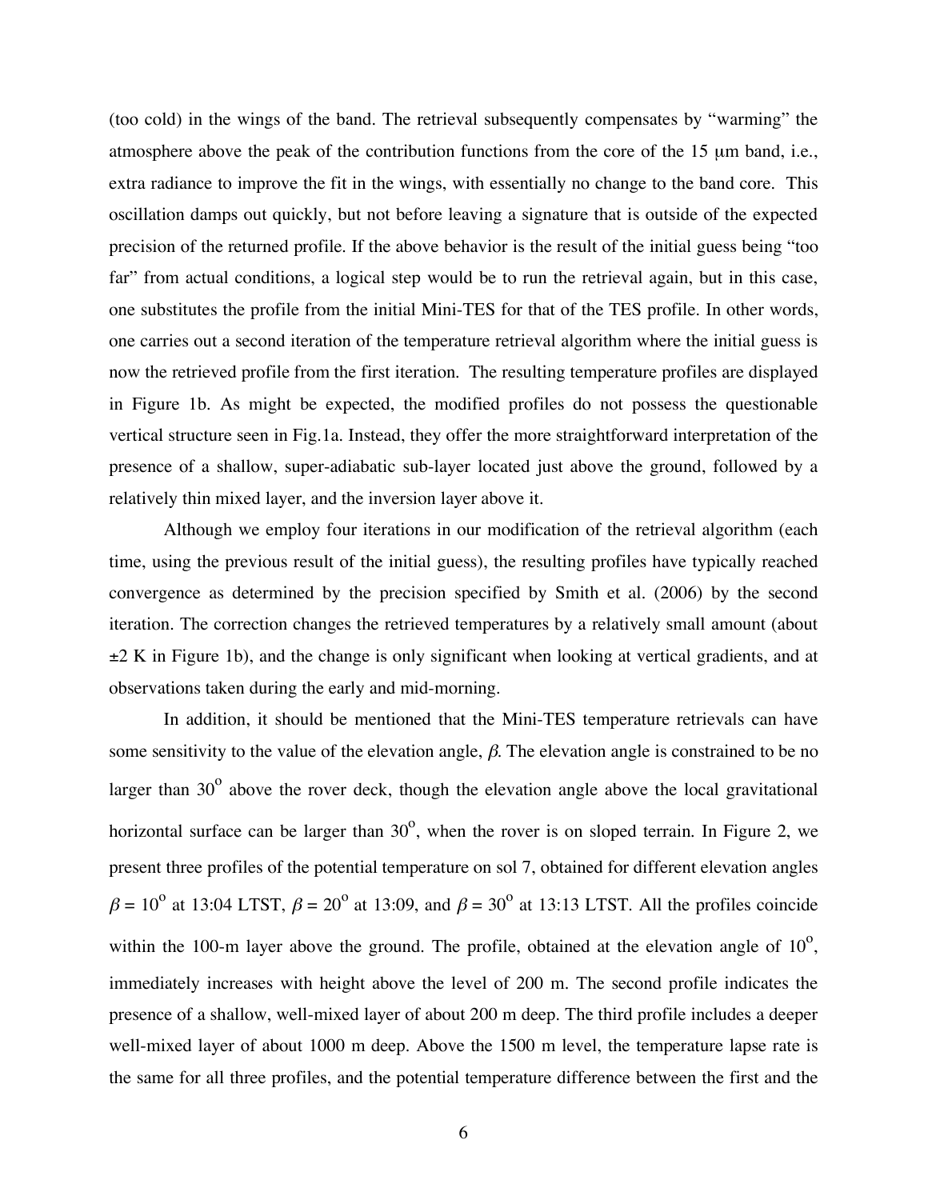(too cold) in the wings of the band. The retrieval subsequently compensates by "warming" the atmosphere above the peak of the contribution functions from the core of the 15 μm band, i.e., extra radiance to improve the fit in the wings, with essentially no change to the band core. This oscillation damps out quickly, but not before leaving a signature that is outside of the expected precision of the returned profile. If the above behavior is the result of the initial guess being "too far" from actual conditions, a logical step would be to run the retrieval again, but in this case, one substitutes the profile from the initial Mini-TES for that of the TES profile. In other words, one carries out a second iteration of the temperature retrieval algorithm where the initial guess is now the retrieved profile from the first iteration. The resulting temperature profiles are displayed in Figure 1b. As might be expected, the modified profiles do not possess the questionable vertical structure seen in Fig.1a. Instead, they offer the more straightforward interpretation of the presence of a shallow, super-adiabatic sub-layer located just above the ground, followed by a relatively thin mixed layer, and the inversion layer above it.

Although we employ four iterations in our modification of the retrieval algorithm (each time, using the previous result of the initial guess), the resulting profiles have typically reached convergence as determined by the precision specified by Smith et al. (2006) by the second iteration. The correction changes the retrieved temperatures by a relatively small amount (about ±2 K in Figure 1b), and the change is only significant when looking at vertical gradients, and at observations taken during the early and mid-morning.

In addition, it should be mentioned that the Mini-TES temperature retrievals can have some sensitivity to the value of the elevation angle, $\beta$. The elevation angle is constrained to be no larger than $30^{o}$ above the rover deck, though the elevation angle above the local gravitational horizontal surface can be larger than $30^{o}$, when the rover is on sloped terrain. In Figure 2, we present three profiles of the potential temperature on sol 7, obtained for different elevation angles $\beta = 10^{o}$ at 13:04 LTST, $\beta = 20^{o}$ at 13:09, and $\beta = 30^{o}$ at 13:13 LTST. All the profiles coincide within the 100-m layer above the ground. The profile, obtained at the elevation angle of $10^{o}$, immediately increases with height above the level of 200 m. The second profile indicates the presence of a shallow, well-mixed layer of about 200 m deep. The third profile includes a deeper well-mixed layer of about 1000 m deep. Above the 1500 m level, the temperature lapse rate is the same for all three profiles, and the potential temperature difference between the first and the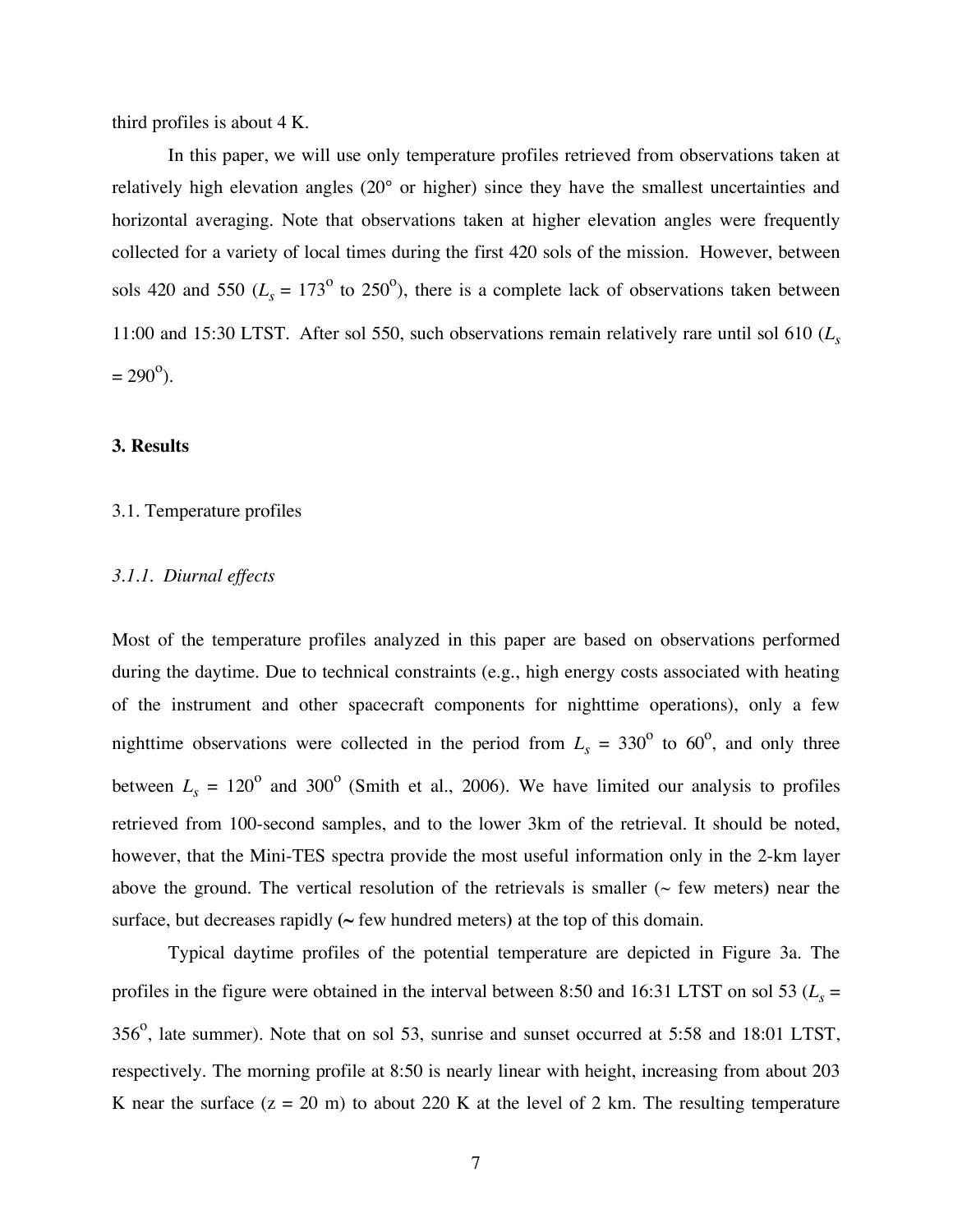third profiles is about 4 K.

In this paper, we will use only temperature profiles retrieved from observations taken at relatively high elevation angles (20° or higher) since they have the smallest uncertainties and horizontal averaging. Note that observations taken at higher elevation angles were frequently collected for a variety of local times during the first 420 sols of the mission. However, between sols 420 and 550 ($L_s$ = 173$^o$ to 250$^o$), there is a complete lack of observations taken between 11:00 and 15:30 LTST. After sol 550, such observations remain relatively rare until sol 610 ($L_s$ = 290$^o$).

## 3. Results

### 3.1. Temperature profiles

#### *3.1.1. Diurnal effects*

Most of the temperature profiles analyzed in this paper are based on observations performed during the daytime. Due to technical constraints (e.g., high energy costs associated with heating of the instrument and other spacecraft components for nighttime operations), only a few nighttime observations were collected in the period from $L_s$ = 330$^o$ to 60$^o$, and only three between $L_s$ = 120$^o$ and 300$^o$ (Smith et al., 2006). We have limited our analysis to profiles retrieved from 100-second samples, and to the lower 3km of the retrieval. It should be noted, however, that the Mini-TES spectra provide the most useful information only in the 2-km layer above the ground. The vertical resolution of the retrievals is smaller (~ few meters) near the surface, but decreases rapidly (~ few hundred meters) at the top of this domain.

Typical daytime profiles of the potential temperature are depicted in Figure 3a. The profiles in the figure were obtained in the interval between 8:50 and 16:31 LTST on sol 53 ($L_s$ = 356$^o$, late summer). Note that on sol 53, sunrise and sunset occurred at 5:58 and 18:01 LTST, respectively. The morning profile at 8:50 is nearly linear with height, increasing from about 203 K near the surface (z = 20 m) to about 220 K at the level of 2 km. The resulting temperature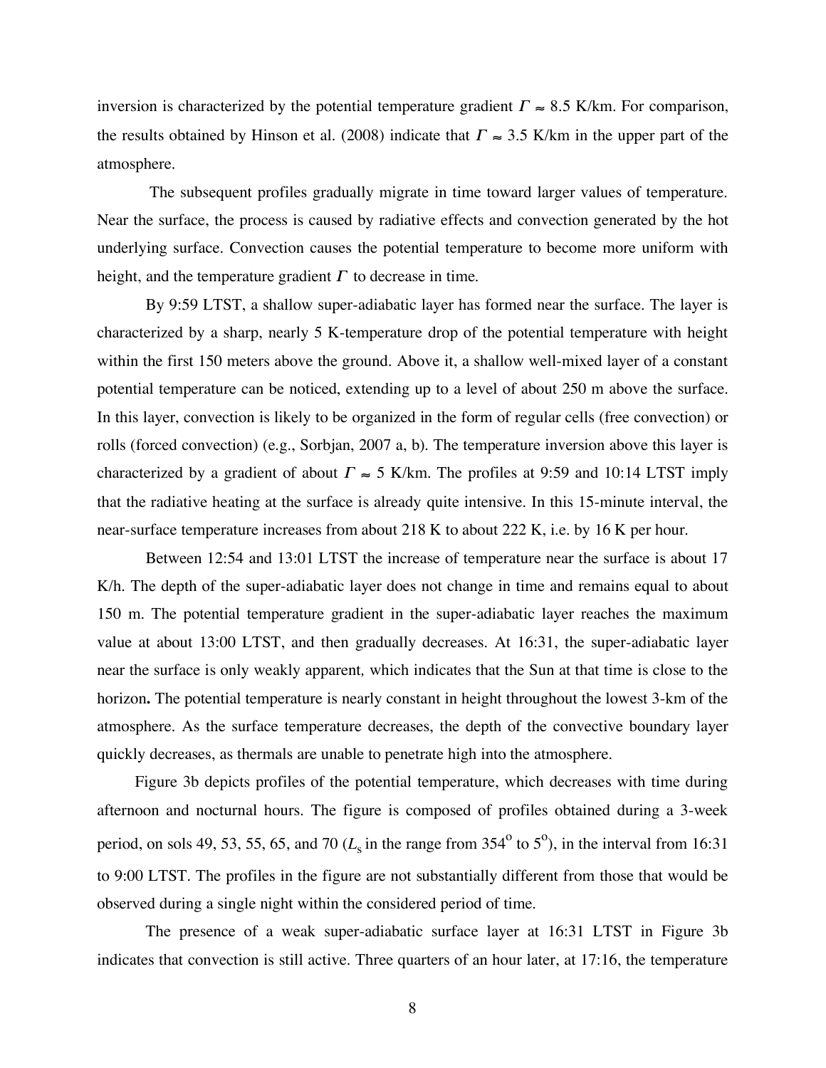inversion is characterized by the potential temperature gradient $\Gamma \approx 8.5$ K/km. For comparison, the results obtained by Hinson et al. (2008) indicate that $\Gamma \approx 3.5$ K/km in the upper part of the atmosphere.

The subsequent profiles gradually migrate in time toward larger values of temperature. Near the surface, the process is caused by radiative effects and convection generated by the hot underlying surface. Convection causes the potential temperature to become more uniform with height, and the temperature gradient $\Gamma$ to decrease in time.

By 9:59 LTST, a shallow super-adiabatic layer has formed near the surface. The layer is characterized by a sharp, nearly 5 K-temperature drop of the potential temperature with height within the first 150 meters above the ground. Above it, a shallow well-mixed layer of a constant potential temperature can be noticed, extending up to a level of about 250 m above the surface. In this layer, convection is likely to be organized in the form of regular cells (free convection) or rolls (forced convection) (e.g., Sorbjan, 2007 a, b). The temperature inversion above this layer is characterized by a gradient of about $\Gamma \approx 5$ K/km. The profiles at 9:59 and 10:14 LTST imply that the radiative heating at the surface is already quite intensive. In this 15-minute interval, the near-surface temperature increases from about 218 K to about 222 K, i.e. by 16 K per hour.

Between 12:54 and 13:01 LTST the increase of temperature near the surface is about 17 K/h. The depth of the super-adiabatic layer does not change in time and remains equal to about 150 m. The potential temperature gradient in the super-adiabatic layer reaches the maximum value at about 13:00 LTST, and then gradually decreases. At 16:31, the super-adiabatic layer near the surface is only weakly apparent*,* which indicates that the Sun at that time is close to the horizon**.** The potential temperature is nearly constant in height throughout the lowest 3-km of the atmosphere. As the surface temperature decreases, the depth of the convective boundary layer quickly decreases, as thermals are unable to penetrate high into the atmosphere.

Figure 3b depicts profiles of the potential temperature, which decreases with time during afternoon and nocturnal hours. The figure is composed of profiles obtained during a 3-week period, on sols 49, 53, 55, 65, and 70 ($L_s$ in the range from $354^o$ to $5^o$), in the interval from 16:31 to 9:00 LTST. The profiles in the figure are not substantially different from those that would be observed during a single night within the considered period of time.

The presence of a weak super-adiabatic surface layer at 16:31 LTST in Figure 3b indicates that convection is still active. Three quarters of an hour later, at 17:16, the temperature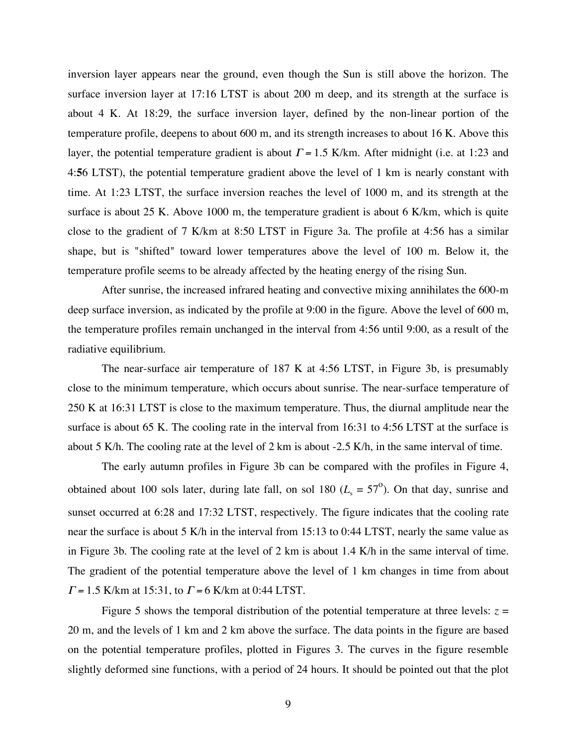inversion layer appears near the ground, even though the Sun is still above the horizon. The surface inversion layer at 17:16 LTST is about 200 m deep, and its strength at the surface is about 4 K. At 18:29, the surface inversion layer, defined by the non-linear portion of the temperature profile, deepens to about 600 m, and its strength increases to about 16 K. Above this layer, the potential temperature gradient is about $\Gamma = 1.5$ K/km. After midnight (i.e. at 1:23 and 4:**5**6 LTST), the potential temperature gradient above the level of 1 km is nearly constant with time. At 1:23 LTST, the surface inversion reaches the level of 1000 m, and its strength at the surface is about 25 K. Above 1000 m, the temperature gradient is about 6 K/km, which is quite close to the gradient of 7 K/km at 8:50 LTST in Figure 3a. The profile at 4:56 has a similar shape, but is "shifted" toward lower temperatures above the level of 100 m. Below it, the temperature profile seems to be already affected by the heating energy of the rising Sun.

After sunrise, the increased infrared heating and convective mixing annihilates the 600-m deep surface inversion, as indicated by the profile at 9:00 in the figure. Above the level of 600 m, the temperature profiles remain unchanged in the interval from 4:56 until 9:00, as a result of the radiative equilibrium.

The near-surface air temperature of 187 K at 4:56 LTST, in Figure 3b, is presumably close to the minimum temperature, which occurs about sunrise. The near-surface temperature of 250 K at 16:31 LTST is close to the maximum temperature. Thus, the diurnal amplitude near the surface is about 65 K. The cooling rate in the interval from 16:31 to 4:56 LTST at the surface is about 5 K/h. The cooling rate at the level of 2 km is about -2.5 K/h, in the same interval of time.

The early autumn profiles in Figure 3b can be compared with the profiles in Figure 4, obtained about 100 sols later, during late fall, on sol 180 ($L_s = 57^o$). On that day, sunrise and sunset occurred at 6:28 and 17:32 LTST, respectively. The figure indicates that the cooling rate near the surface is about 5 K/h in the interval from 15:13 to 0:44 LTST, nearly the same value as in Figure 3b. The cooling rate at the level of 2 km is about 1.4 K/h in the same interval of time. The gradient of the potential temperature above the level of 1 km changes in time from about $\Gamma = 1.5$ K/km at 15:31, to $\Gamma = 6$ K/km at 0:44 LTST.

Figure 5 shows the temporal distribution of the potential temperature at three levels: $z =$ 20 m, and the levels of 1 km and 2 km above the surface. The data points in the figure are based on the potential temperature profiles, plotted in Figures 3. The curves in the figure resemble slightly deformed sine functions, with a period of 24 hours. It should be pointed out that the plot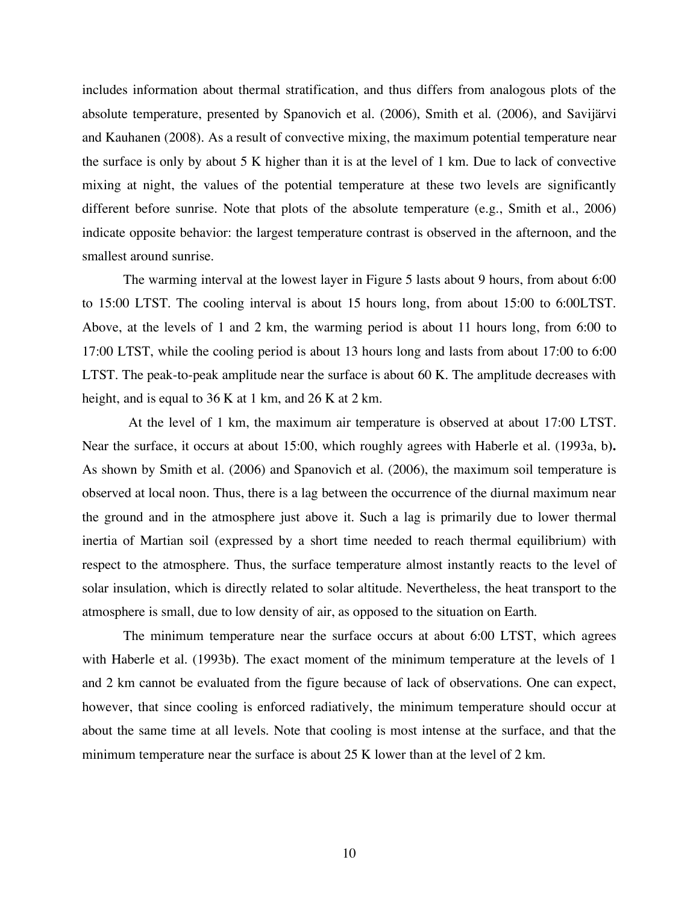includes information about thermal stratification, and thus differs from analogous plots of the absolute temperature, presented by Spanovich et al. (2006), Smith et al. (2006), and Savijärvi and Kauhanen (2008). As a result of convective mixing, the maximum potential temperature near the surface is only by about 5 K higher than it is at the level of 1 km. Due to lack of convective mixing at night, the values of the potential temperature at these two levels are significantly different before sunrise. Note that plots of the absolute temperature (e.g., Smith et al., 2006) indicate opposite behavior: the largest temperature contrast is observed in the afternoon, and the smallest around sunrise.

The warming interval at the lowest layer in Figure 5 lasts about 9 hours, from about 6:00 to 15:00 LTST. The cooling interval is about 15 hours long, from about 15:00 to 6:00LTST. Above, at the levels of 1 and 2 km, the warming period is about 11 hours long, from 6:00 to 17:00 LTST, while the cooling period is about 13 hours long and lasts from about 17:00 to 6:00 LTST. The peak-to-peak amplitude near the surface is about 60 K. The amplitude decreases with height, and is equal to 36 K at 1 km, and 26 K at 2 km.

At the level of 1 km, the maximum air temperature is observed at about 17:00 LTST. Near the surface, it occurs at about 15:00, which roughly agrees with Haberle et al. (1993a, b). As shown by Smith et al. (2006) and Spanovich et al. (2006), the maximum soil temperature is observed at local noon. Thus, there is a lag between the occurrence of the diurnal maximum near the ground and in the atmosphere just above it. Such a lag is primarily due to lower thermal inertia of Martian soil (expressed by a short time needed to reach thermal equilibrium) with respect to the atmosphere. Thus, the surface temperature almost instantly reacts to the level of solar insulation, which is directly related to solar altitude. Nevertheless, the heat transport to the atmosphere is small, due to low density of air, as opposed to the situation on Earth.

The minimum temperature near the surface occurs at about 6:00 LTST, which agrees with Haberle et al. (1993b). The exact moment of the minimum temperature at the levels of 1 and 2 km cannot be evaluated from the figure because of lack of observations. One can expect, however, that since cooling is enforced radiatively, the minimum temperature should occur at about the same time at all levels. Note that cooling is most intense at the surface, and that the minimum temperature near the surface is about 25 K lower than at the level of 2 km.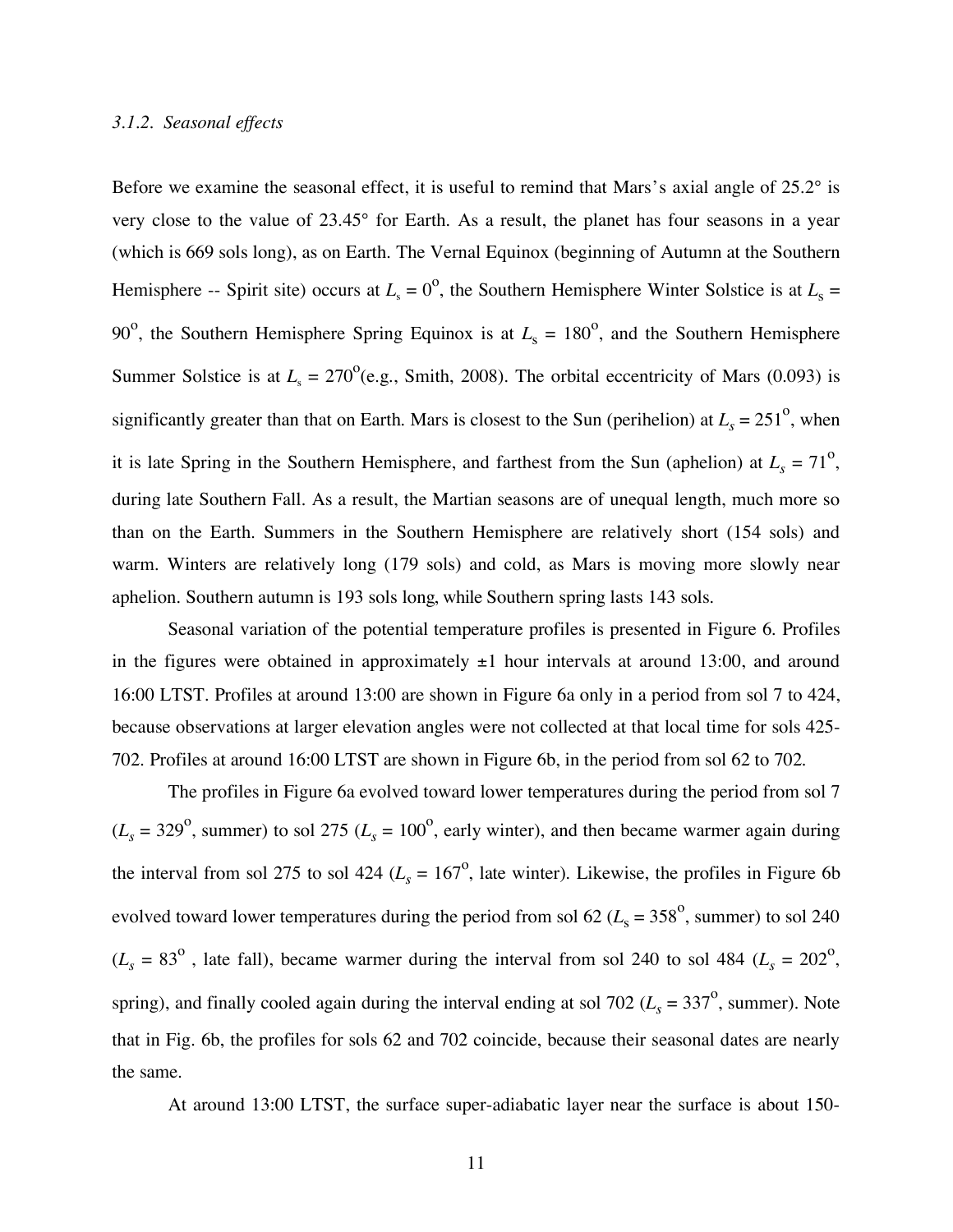### *3.1.2. Seasonal effects*

Before we examine the seasonal effect, it is useful to remind that Mars's axial angle of 25.2° is very close to the value of 23.45° for Earth. As a result, the planet has four seasons in a year (which is 669 sols long), as on Earth. The Vernal Equinox (beginning of Autumn at the Southern Hemisphere -- Spirit site) occurs at $L_s = 0^o$, the Southern Hemisphere Winter Solstice is at $L_s = 90^o$, the Southern Hemisphere Spring Equinox is at $L_s = 180^o$, and the Southern Hemisphere Summer Solstice is at $L_s = 270^o$(e.g., Smith, 2008). The orbital eccentricity of Mars (0.093) is significantly greater than that on Earth. Mars is closest to the Sun (perihelion) at $L_s = 251^o$, when it is late Spring in the Southern Hemisphere, and farthest from the Sun (aphelion) at $L_s = 71^o$, during late Southern Fall. As a result, the Martian seasons are of unequal length, much more so than on the Earth. Summers in the Southern Hemisphere are relatively short (154 sols) and warm. Winters are relatively long (179 sols) and cold, as Mars is moving more slowly near aphelion. Southern autumn is 193 sols long, while Southern spring lasts 143 sols.

Seasonal variation of the potential temperature profiles is presented in Figure 6. Profiles in the figures were obtained in approximately ±1 hour intervals at around 13:00, and around 16:00 LTST. Profiles at around 13:00 are shown in Figure 6a only in a period from sol 7 to 424, because observations at larger elevation angles were not collected at that local time for sols 425-702. Profiles at around 16:00 LTST are shown in Figure 6b, in the period from sol 62 to 702.

The profiles in Figure 6a evolved toward lower temperatures during the period from sol 7 ($L_s = 329^o$, summer) to sol 275 ($L_s = 100^o$, early winter), and then became warmer again during the interval from sol 275 to sol 424 ($L_s = 167^o$, late winter). Likewise, the profiles in Figure 6b evolved toward lower temperatures during the period from sol 62 ($L_s = 358^o$, summer) to sol 240 ($L_s = 83^o$ , late fall), became warmer during the interval from sol 240 to sol 484 ($L_s = 202^o$, spring), and finally cooled again during the interval ending at sol 702 ($L_s = 337^o$, summer). Note that in Fig. 6b, the profiles for sols 62 and 702 coincide, because their seasonal dates are nearly the same.

At around 13:00 LTST, the surface super-adiabatic layer near the surface is about 150-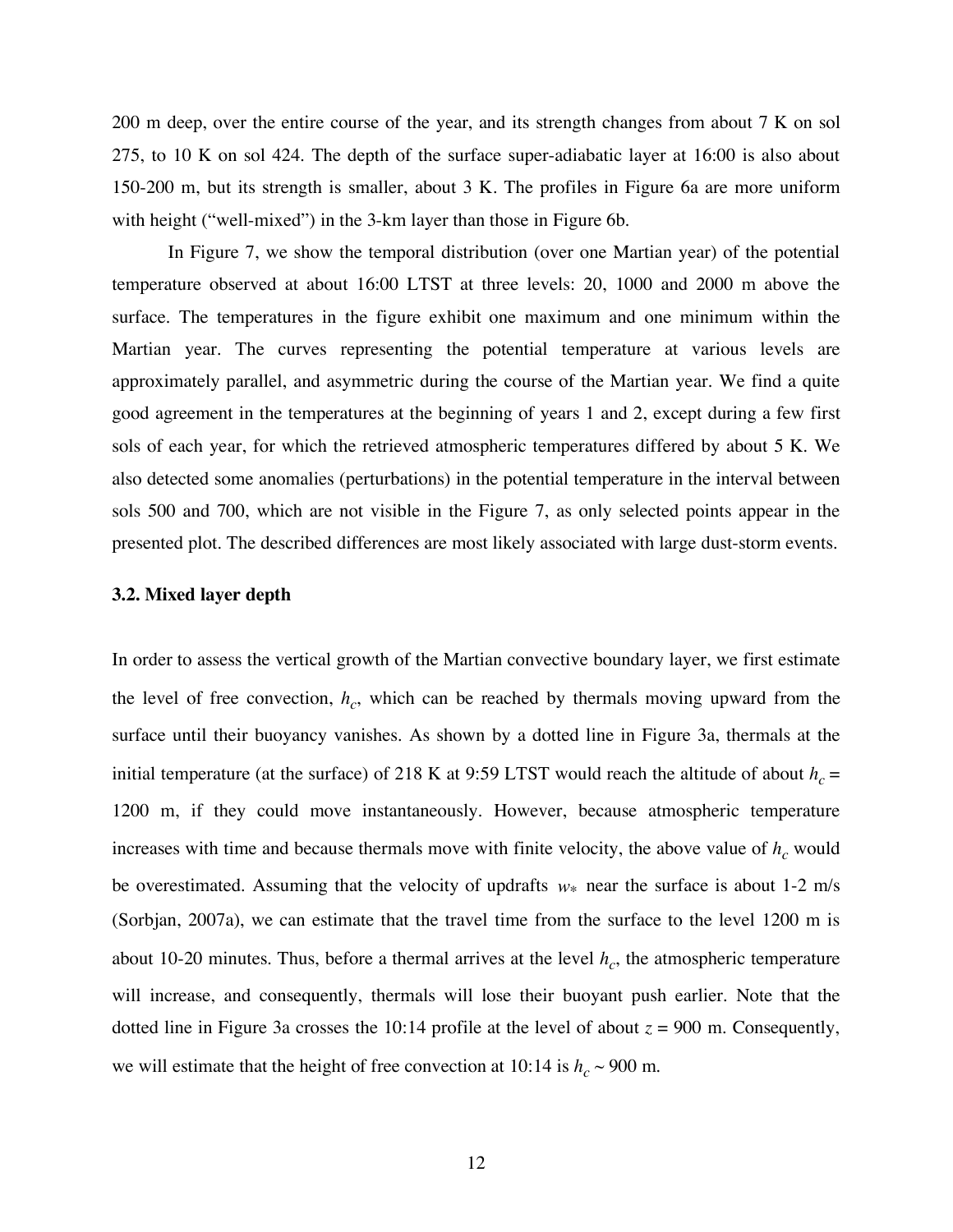200 m deep, over the entire course of the year, and its strength changes from about 7 K on sol 275, to 10 K on sol 424. The depth of the surface super-adiabatic layer at 16:00 is also about 150-200 m, but its strength is smaller, about 3 K. The profiles in Figure 6a are more uniform with height ("well-mixed") in the 3-km layer than those in Figure 6b.

In Figure 7, we show the temporal distribution (over one Martian year) of the potential temperature observed at about 16:00 LTST at three levels: 20, 1000 and 2000 m above the surface. The temperatures in the figure exhibit one maximum and one minimum within the Martian year. The curves representing the potential temperature at various levels are approximately parallel, and asymmetric during the course of the Martian year. We find a quite good agreement in the temperatures at the beginning of years 1 and 2, except during a few first sols of each year, for which the retrieved atmospheric temperatures differed by about 5 K. We also detected some anomalies (perturbations) in the potential temperature in the interval between sols 500 and 700, which are not visible in the Figure 7, as only selected points appear in the presented plot. The described differences are most likely associated with large dust-storm events.

### 3.2. Mixed layer depth

In order to assess the vertical growth of the Martian convective boundary layer, we first estimate the level of free convection, $h_c$, which can be reached by thermals moving upward from the surface until their buoyancy vanishes. As shown by a dotted line in Figure 3a, thermals at the initial temperature (at the surface) of 218 K at 9:59 LTST would reach the altitude of about $h_c$ = 1200 m, if they could move instantaneously. However, because atmospheric temperature increases with time and because thermals move with finite velocity, the above value of $h_c$ would be overestimated. Assuming that the velocity of updrafts $w_*$ near the surface is about 1-2 m/s (Sorbjan, 2007a), we can estimate that the travel time from the surface to the level 1200 m is about 10-20 minutes. Thus, before a thermal arrives at the level $h_c$, the atmospheric temperature will increase, and consequently, thermals will lose their buoyant push earlier. Note that the dotted line in Figure 3a crosses the 10:14 profile at the level of about $z$ = 900 m. Consequently, we will estimate that the height of free convection at 10:14 is $h_c \sim$ 900 m.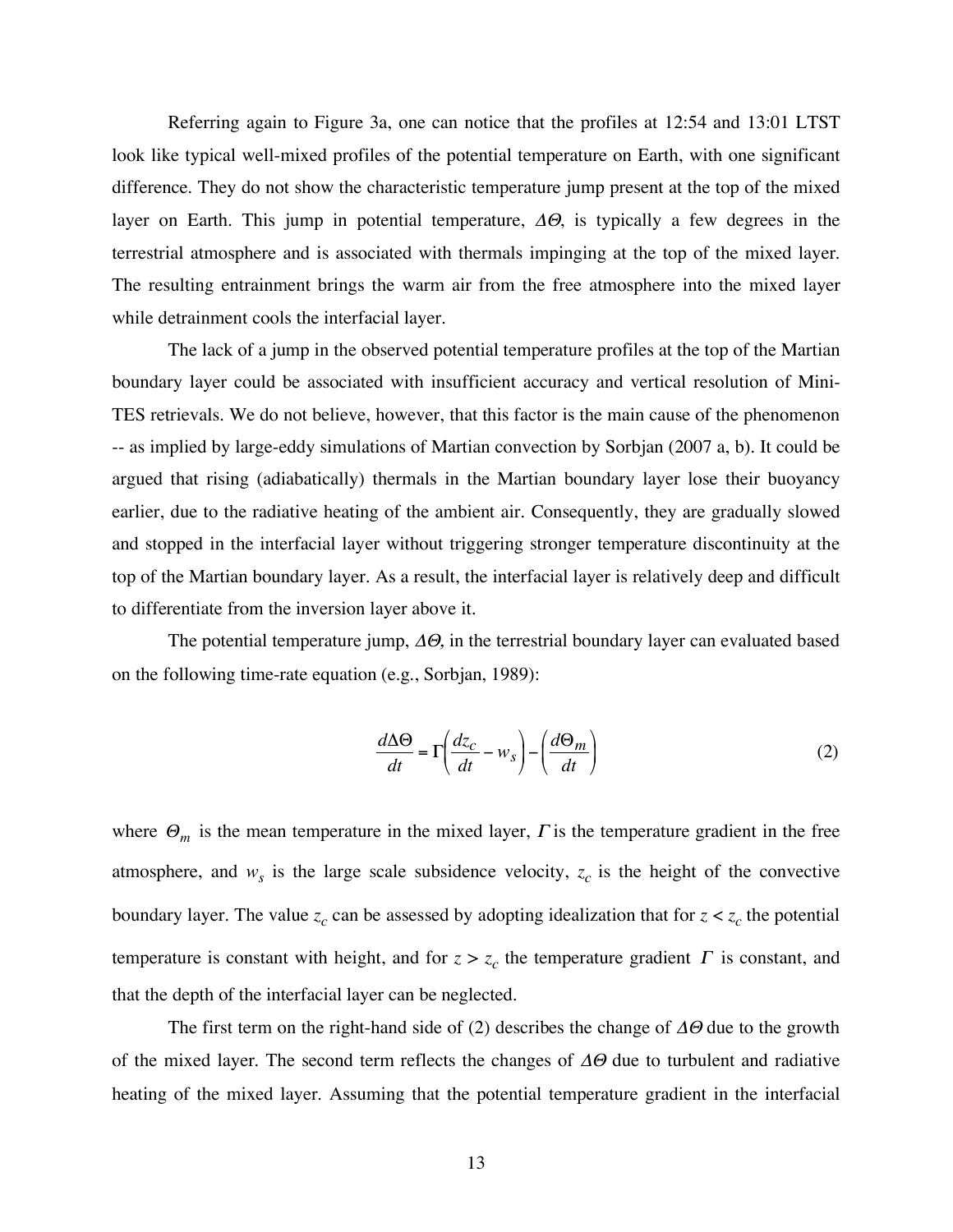Referring again to Figure 3a, one can notice that the profiles at 12:54 and 13:01 LTST look like typical well-mixed profiles of the potential temperature on Earth, with one significant difference. They do not show the characteristic temperature jump present at the top of the mixed layer on Earth. This jump in potential temperature, $\Delta\Theta$, is typically a few degrees in the terrestrial atmosphere and is associated with thermals impinging at the top of the mixed layer. The resulting entrainment brings the warm air from the free atmosphere into the mixed layer while detrainment cools the interfacial layer.

The lack of a jump in the observed potential temperature profiles at the top of the Martian boundary layer could be associated with insufficient accuracy and vertical resolution of Mini-TES retrievals. We do not believe, however, that this factor is the main cause of the phenomenon -- as implied by large-eddy simulations of Martian convection by Sorbjan (2007 a, b). It could be argued that rising (adiabatically) thermals in the Martian boundary layer lose their buoyancy earlier, due to the radiative heating of the ambient air. Consequently, they are gradually slowed and stopped in the interfacial layer without triggering stronger temperature discontinuity at the top of the Martian boundary layer. As a result, the interfacial layer is relatively deep and difficult to differentiate from the inversion layer above it.

The potential temperature jump, $\Delta\Theta$, in the terrestrial boundary layer can evaluated based on the following time-rate equation (e.g., Sorbjan, 1989):

$$\frac{d\Delta\Theta}{dt} = \Gamma\left(\frac{dz_c}{dt} - w_s\right) - \left(\frac{d\Theta_m}{dt}\right) \tag{2}$$

where $\Theta_m$ is the mean temperature in the mixed layer, $\Gamma$ is the temperature gradient in the free atmosphere, and $w_s$ is the large scale subsidence velocity, $z_c$ is the height of the convective boundary layer. The value $z_c$ can be assessed by adopting idealization that for $z < z_c$ the potential temperature is constant with height, and for $z > z_c$ the temperature gradient $\Gamma$ is constant, and that the depth of the interfacial layer can be neglected.

The first term on the right-hand side of (2) describes the change of $\Delta\Theta$ due to the growth of the mixed layer. The second term reflects the changes of $\Delta\Theta$ due to turbulent and radiative heating of the mixed layer. Assuming that the potential temperature gradient in the interfacial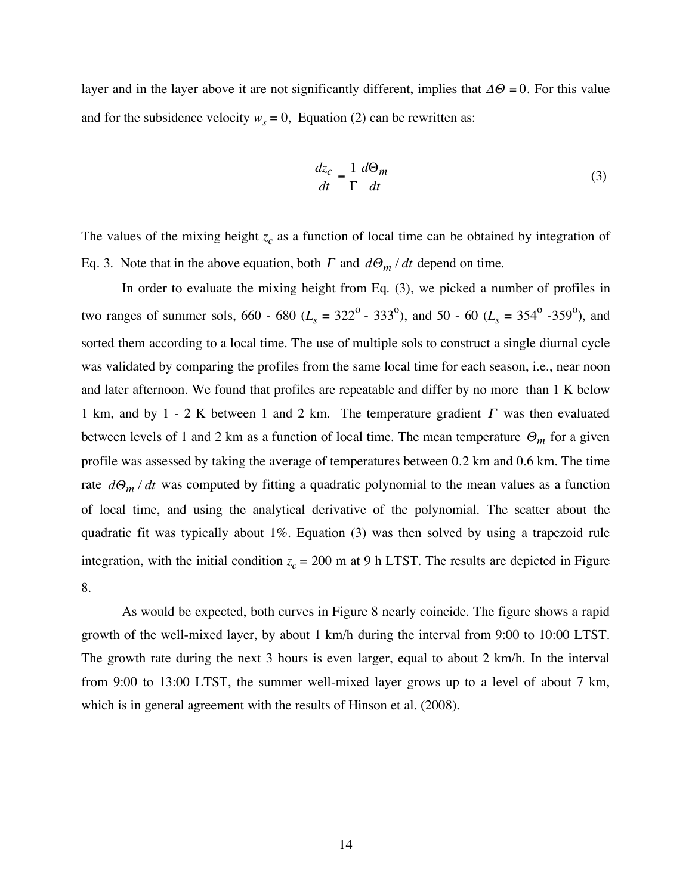layer and in the layer above it are not significantly different, implies that $\Delta\Theta \equiv 0$. For this value and for the subsidence velocity $w_s = 0$, Equation (2) can be rewritten as:

$$\frac{dz_c}{dt} = \frac{1}{\Gamma}\frac{d\Theta_m}{dt} \tag{3}$$

The values of the mixing height $z_c$ as a function of local time can be obtained by integration of Eq. 3. Note that in the above equation, both $\Gamma$ and $d\Theta_m / dt$ depend on time.

In order to evaluate the mixing height from Eq. (3), we picked a number of profiles in two ranges of summer sols, 660 - 680 ($L_s$ = 322$^{\circ}$ - 333$^{\circ}$), and 50 - 60 ($L_s$ = 354$^{\circ}$ -359$^{\circ}$), and sorted them according to a local time. The use of multiple sols to construct a single diurnal cycle was validated by comparing the profiles from the same local time for each season, i.e., near noon and later afternoon. We found that profiles are repeatable and differ by no more than 1 K below 1 km, and by 1 - 2 K between 1 and 2 km. The temperature gradient $\Gamma$ was then evaluated between levels of 1 and 2 km as a function of local time. The mean temperature $\Theta_m$ for a given profile was assessed by taking the average of temperatures between 0.2 km and 0.6 km. The time rate $d\Theta_m / dt$ was computed by fitting a quadratic polynomial to the mean values as a function of local time, and using the analytical derivative of the polynomial. The scatter about the quadratic fit was typically about 1%. Equation (3) was then solved by using a trapezoid rule integration, with the initial condition $z_c$ = 200 m at 9 h LTST. The results are depicted in Figure 8.

As would be expected, both curves in Figure 8 nearly coincide. The figure shows a rapid growth of the well-mixed layer, by about 1 km/h during the interval from 9:00 to 10:00 LTST. The growth rate during the next 3 hours is even larger, equal to about 2 km/h. In the interval from 9:00 to 13:00 LTST, the summer well-mixed layer grows up to a level of about 7 km, which is in general agreement with the results of Hinson et al. (2008).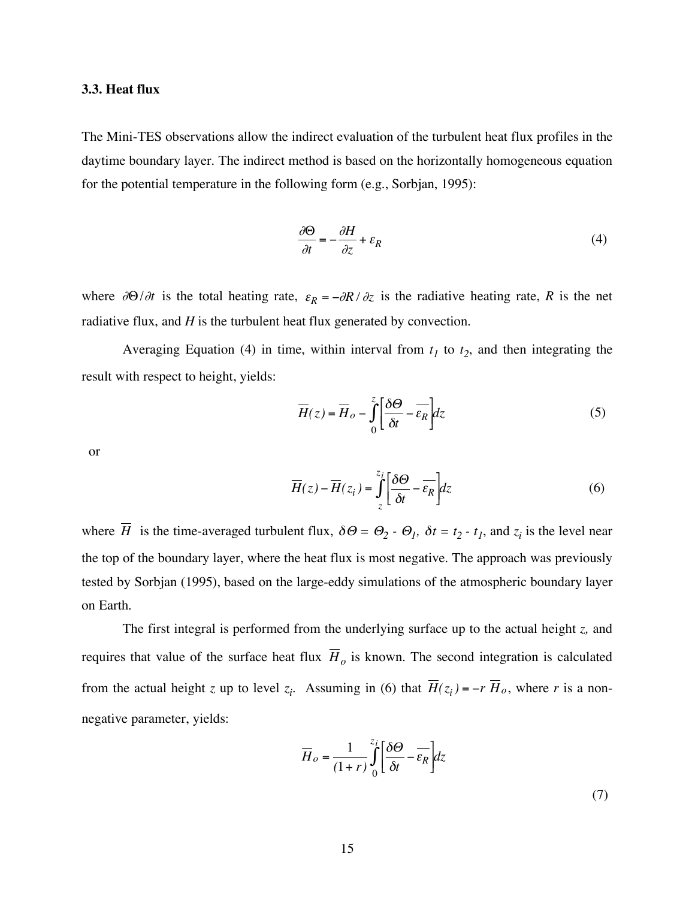### 3.3. Heat flux

The Mini-TES observations allow the indirect evaluation of the turbulent heat flux profiles in the daytime boundary layer. The indirect method is based on the horizontally homogeneous equation for the potential temperature in the following form (e.g., Sorbjan, 1995):

$$\frac{\partial \Theta}{\partial t} = -\frac{\partial H}{\partial z} + \varepsilon_R \tag{4}$$

where $\partial\Theta/\partial t$ is the total heating rate, $\varepsilon_R = -\partial R/\partial z$ is the radiative heating rate, $R$ is the net radiative flux, and $H$ is the turbulent heat flux generated by convection.

Averaging Equation (4) in time, within interval from $t_1$ to $t_2$, and then integrating the result with respect to height, yields:

$$\overline{H}(z) = \overline{H}_o - \int_0^z \left[\frac{\delta\Theta}{\delta t} - \overline{\varepsilon_R}\right] dz \tag{5}$$

or

$$\overline{H}(z) - \overline{H}(z_i) = \int_z^{z_i} \left[\frac{\delta\Theta}{\delta t} - \overline{\varepsilon_R}\right] dz \tag{6}$$

where $\overline{H}$ is the time-averaged turbulent flux, $\delta\Theta = \Theta_2 - \Theta_1$, $\delta t = t_2 - t_1$, and $z_i$ is the level near the top of the boundary layer, where the heat flux is most negative. The approach was previously tested by Sorbjan (1995), based on the large-eddy simulations of the atmospheric boundary layer on Earth.

The first integral is performed from the underlying surface up to the actual height $z$, and requires that value of the surface heat flux $\overline{H}_o$ is known. The second integration is calculated from the actual height $z$ up to level $z_i$. Assuming in (6) that $\overline{H}(z_i) = -r\,\overline{H}_o$, where $r$ is a non-negative parameter, yields:

$$\overline{H}_o = \frac{1}{(1+r)} \int_0^{z_i} \left[\frac{\delta\Theta}{\delta t} - \overline{\varepsilon_R}\right] dz \tag{7}$$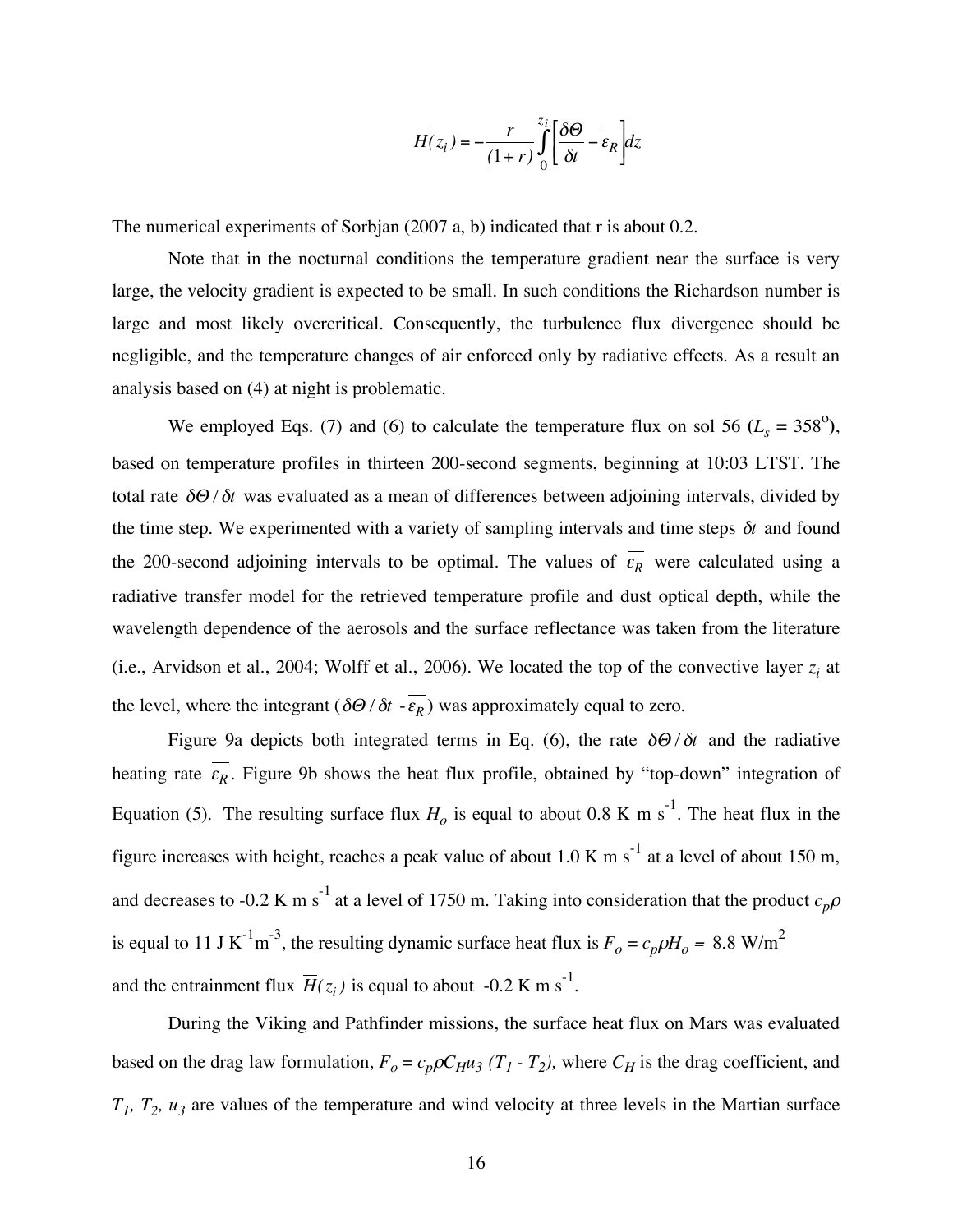$$\overline{H}(z_i) = -\frac{r}{(1+r)} \int_0^{z_i} \left[ \frac{\delta\Theta}{\delta t} - \overline{\varepsilon_R} \right] dz$$

The numerical experiments of Sorbjan (2007 a, b) indicated that r is about 0.2.

Note that in the nocturnal conditions the temperature gradient near the surface is very large, the velocity gradient is expected to be small. In such conditions the Richardson number is large and most likely overcritical. Consequently, the turbulence flux divergence should be negligible, and the temperature changes of air enforced only by radiative effects. As a result an analysis based on (4) at night is problematic.

We employed Eqs. (7) and (6) to calculate the temperature flux on sol 56 ($L_s = 358^o$), based on temperature profiles in thirteen 200-second segments, beginning at 10:03 LTST. The total rate $\delta\Theta / \delta t$ was evaluated as a mean of differences between adjoining intervals, divided by the time step. We experimented with a variety of sampling intervals and time steps $\delta t$ and found the 200-second adjoining intervals to be optimal. The values of $\overline{\varepsilon_R}$ were calculated using a radiative transfer model for the retrieved temperature profile and dust optical depth, while the wavelength dependence of the aerosols and the surface reflectance was taken from the literature (i.e., Arvidson et al., 2004; Wolff et al., 2006). We located the top of the convective layer $z_i$ at the level, where the integrant ($\delta\Theta / \delta t$ - $\overline{\varepsilon_R}$) was approximately equal to zero.

Figure 9a depicts both integrated terms in Eq. (6), the rate $\delta\Theta / \delta t$ and the radiative heating rate $\overline{\varepsilon_R}$. Figure 9b shows the heat flux profile, obtained by "top-down" integration of Equation (5). The resulting surface flux $H_o$ is equal to about 0.8 K m s$^{-1}$. The heat flux in the figure increases with height, reaches a peak value of about 1.0 K m s$^{-1}$ at a level of about 150 m, and decreases to -0.2 K m s$^{-1}$ at a level of 1750 m. Taking into consideration that the product $c_p\rho$ is equal to 11 J K$^{-1}$m$^{-3}$, the resulting dynamic surface heat flux is $F_o = c_p\rho H_o =$ 8.8 W/m$^2$ and the entrainment flux $\overline{H}(z_i)$ is equal to about -0.2 K m s$^{-1}$.

During the Viking and Pathfinder missions, the surface heat flux on Mars was evaluated based on the drag law formulation, $F_o = c_p\rho C_H u_3 \, (T_1 - T_2)$, where $C_H$ is the drag coefficient, and $T_1$, $T_2$, $u_3$ are values of the temperature and wind velocity at three levels in the Martian surface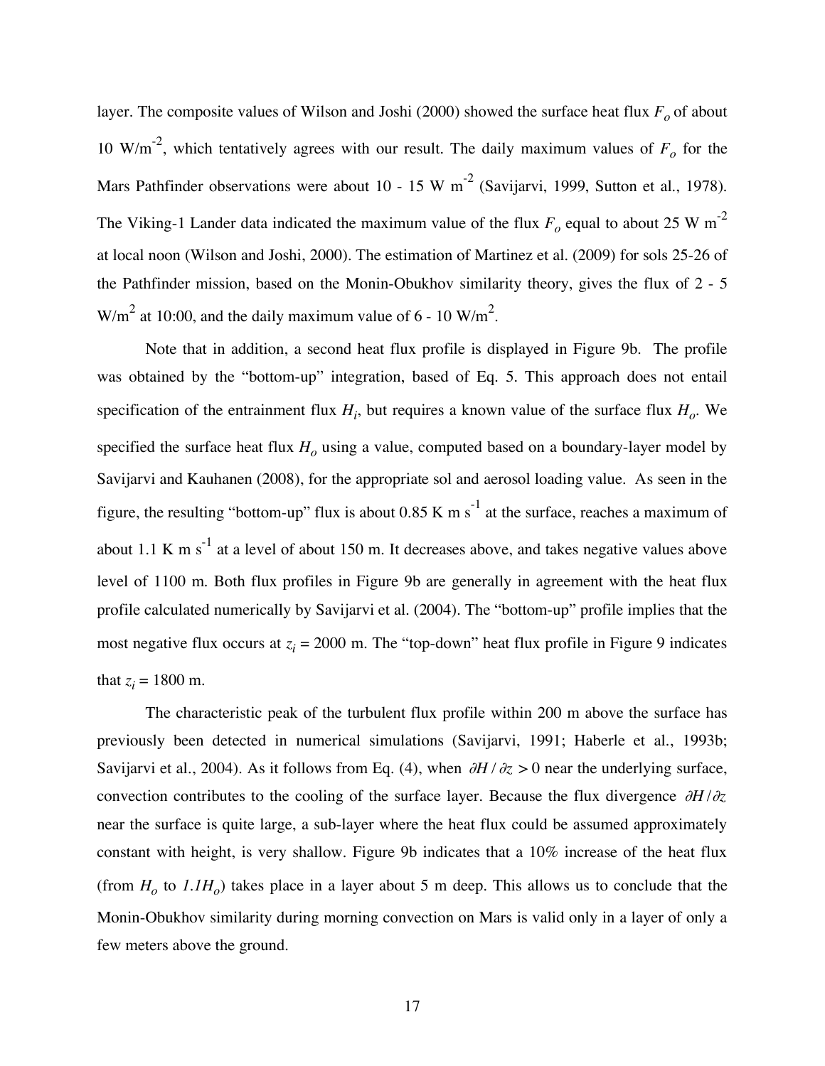layer. The composite values of Wilson and Joshi (2000) showed the surface heat flux $F_o$ of about 10 W/m$^{-2}$, which tentatively agrees with our result. The daily maximum values of $F_o$ for the Mars Pathfinder observations were about 10 - 15 W m$^{-2}$ (Savijarvi, 1999, Sutton et al., 1978). The Viking-1 Lander data indicated the maximum value of the flux $F_o$ equal to about 25 W m$^{-2}$ at local noon (Wilson and Joshi, 2000). The estimation of Martinez et al. (2009) for sols 25-26 of the Pathfinder mission, based on the Monin-Obukhov similarity theory, gives the flux of 2 - 5 W/m$^2$ at 10:00, and the daily maximum value of 6 - 10 W/m$^2$.

Note that in addition, a second heat flux profile is displayed in Figure 9b. The profile was obtained by the "bottom-up" integration, based of Eq. 5. This approach does not entail specification of the entrainment flux $H_i$, but requires a known value of the surface flux $H_o$. We specified the surface heat flux $H_o$ using a value, computed based on a boundary-layer model by Savijarvi and Kauhanen (2008), for the appropriate sol and aerosol loading value. As seen in the figure, the resulting "bottom-up" flux is about 0.85 K m s$^{-1}$ at the surface, reaches a maximum of about 1.1 K m s$^{-1}$ at a level of about 150 m. It decreases above, and takes negative values above level of 1100 m. Both flux profiles in Figure 9b are generally in agreement with the heat flux profile calculated numerically by Savijarvi et al. (2004). The "bottom-up" profile implies that the most negative flux occurs at $z_i$ = 2000 m. The "top-down" heat flux profile in Figure 9 indicates that $z_i$ = 1800 m.

The characteristic peak of the turbulent flux profile within 200 m above the surface has previously been detected in numerical simulations (Savijarvi, 1991; Haberle et al., 1993b; Savijarvi et al., 2004). As it follows from Eq. (4), when $\partial H / \partial z > 0$ near the underlying surface, convection contributes to the cooling of the surface layer. Because the flux divergence $\partial H / \partial z$ near the surface is quite large, a sub-layer where the heat flux could be assumed approximately constant with height, is very shallow. Figure 9b indicates that a 10% increase of the heat flux (from $H_o$ to $1.1H_o$) takes place in a layer about 5 m deep. This allows us to conclude that the Monin-Obukhov similarity during morning convection on Mars is valid only in a layer of only a few meters above the ground.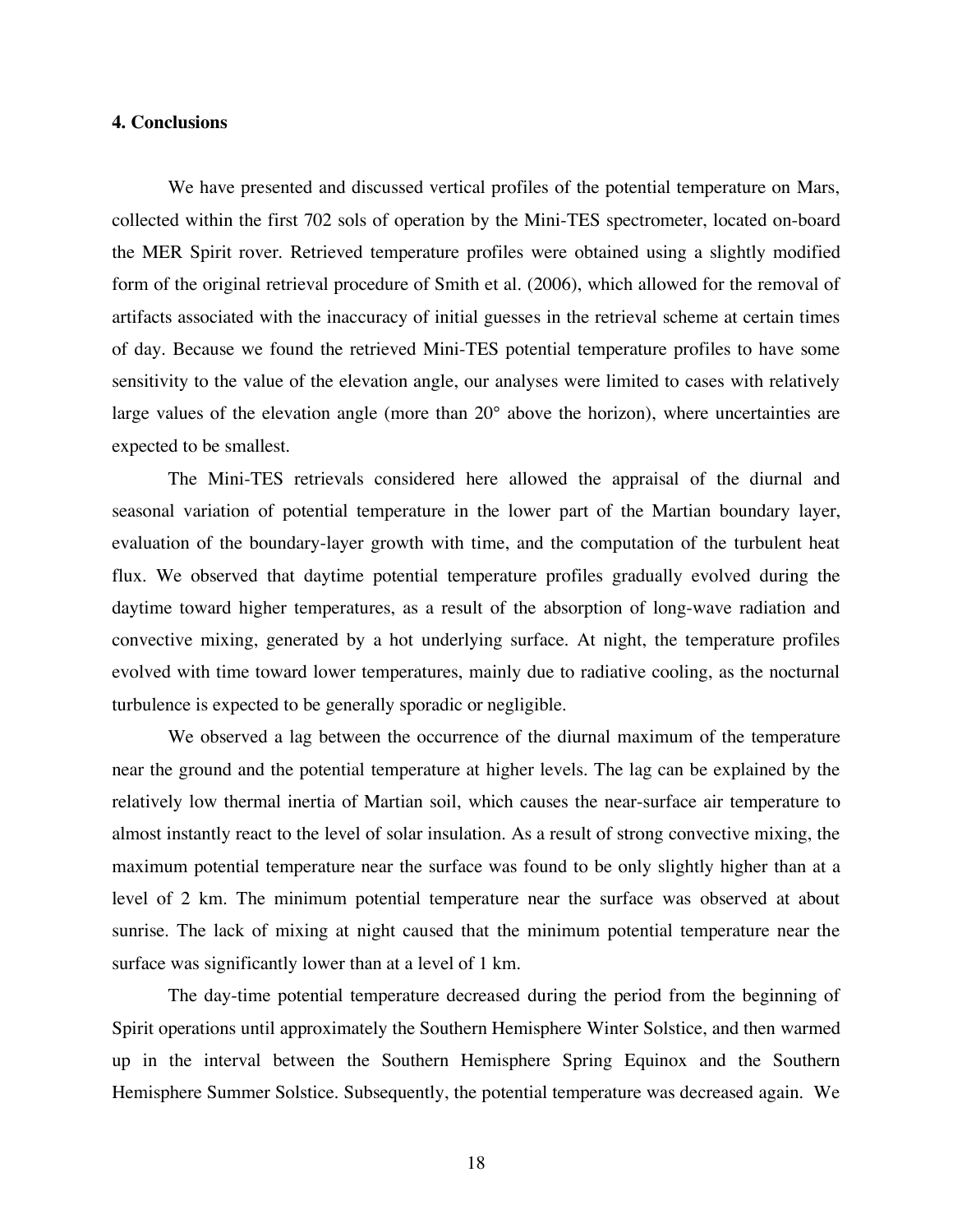## 4. Conclusions

We have presented and discussed vertical profiles of the potential temperature on Mars, collected within the first 702 sols of operation by the Mini-TES spectrometer, located on-board the MER Spirit rover. Retrieved temperature profiles were obtained using a slightly modified form of the original retrieval procedure of Smith et al. (2006), which allowed for the removal of artifacts associated with the inaccuracy of initial guesses in the retrieval scheme at certain times of day. Because we found the retrieved Mini-TES potential temperature profiles to have some sensitivity to the value of the elevation angle, our analyses were limited to cases with relatively large values of the elevation angle (more than 20° above the horizon), where uncertainties are expected to be smallest.

The Mini-TES retrievals considered here allowed the appraisal of the diurnal and seasonal variation of potential temperature in the lower part of the Martian boundary layer, evaluation of the boundary-layer growth with time, and the computation of the turbulent heat flux. We observed that daytime potential temperature profiles gradually evolved during the daytime toward higher temperatures, as a result of the absorption of long-wave radiation and convective mixing, generated by a hot underlying surface. At night, the temperature profiles evolved with time toward lower temperatures, mainly due to radiative cooling, as the nocturnal turbulence is expected to be generally sporadic or negligible.

We observed a lag between the occurrence of the diurnal maximum of the temperature near the ground and the potential temperature at higher levels. The lag can be explained by the relatively low thermal inertia of Martian soil, which causes the near-surface air temperature to almost instantly react to the level of solar insulation. As a result of strong convective mixing, the maximum potential temperature near the surface was found to be only slightly higher than at a level of 2 km. The minimum potential temperature near the surface was observed at about sunrise. The lack of mixing at night caused that the minimum potential temperature near the surface was significantly lower than at a level of 1 km.

The day-time potential temperature decreased during the period from the beginning of Spirit operations until approximately the Southern Hemisphere Winter Solstice, and then warmed up in the interval between the Southern Hemisphere Spring Equinox and the Southern Hemisphere Summer Solstice. Subsequently, the potential temperature was decreased again. We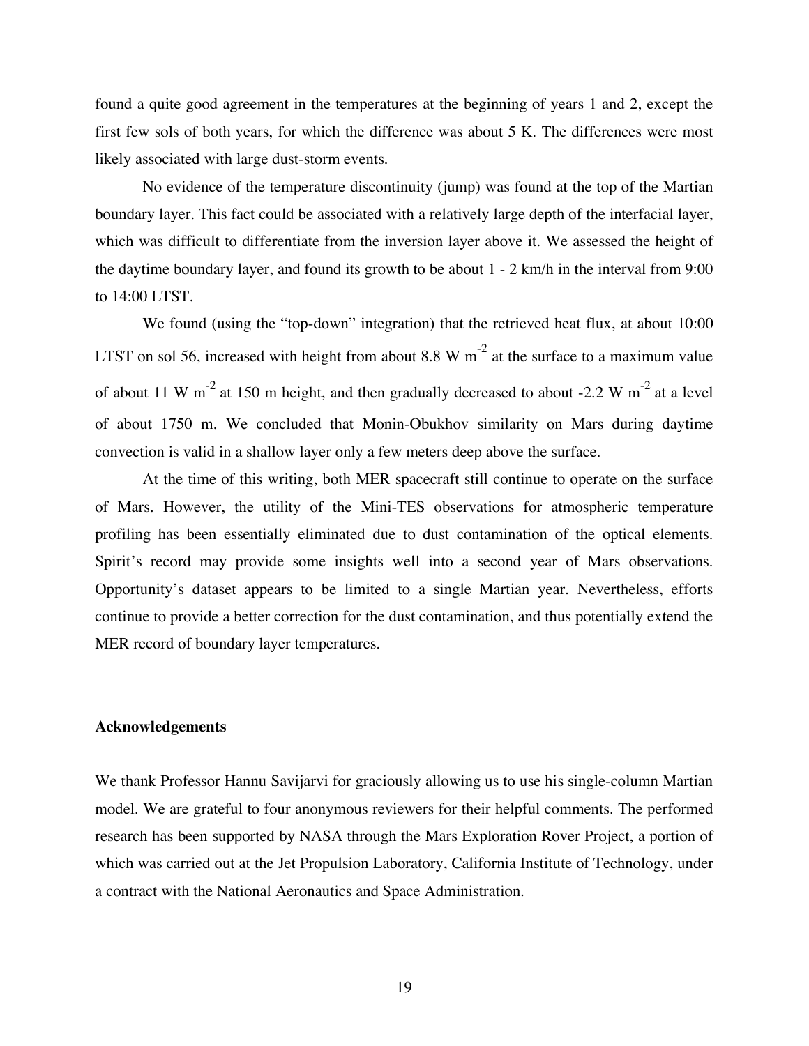found a quite good agreement in the temperatures at the beginning of years 1 and 2, except the first few sols of both years, for which the difference was about 5 K. The differences were most likely associated with large dust-storm events.

No evidence of the temperature discontinuity (jump) was found at the top of the Martian boundary layer. This fact could be associated with a relatively large depth of the interfacial layer, which was difficult to differentiate from the inversion layer above it. We assessed the height of the daytime boundary layer, and found its growth to be about 1 - 2 km/h in the interval from 9:00 to 14:00 LTST.

We found (using the "top-down" integration) that the retrieved heat flux, at about 10:00 LTST on sol 56, increased with height from about 8.8 W $m^{-2}$ at the surface to a maximum value of about 11 W $m^{-2}$ at 150 m height, and then gradually decreased to about -2.2 W $m^{-2}$ at a level of about 1750 m. We concluded that Monin-Obukhov similarity on Mars during daytime convection is valid in a shallow layer only a few meters deep above the surface.

At the time of this writing, both MER spacecraft still continue to operate on the surface of Mars. However, the utility of the Mini-TES observations for atmospheric temperature profiling has been essentially eliminated due to dust contamination of the optical elements. Spirit's record may provide some insights well into a second year of Mars observations. Opportunity's dataset appears to be limited to a single Martian year. Nevertheless, efforts continue to provide a better correction for the dust contamination, and thus potentially extend the MER record of boundary layer temperatures.

**Acknowledgements**

We thank Professor Hannu Savijarvi for graciously allowing us to use his single-column Martian model. We are grateful to four anonymous reviewers for their helpful comments. The performed research has been supported by NASA through the Mars Exploration Rover Project, a portion of which was carried out at the Jet Propulsion Laboratory, California Institute of Technology, under a contract with the National Aeronautics and Space Administration.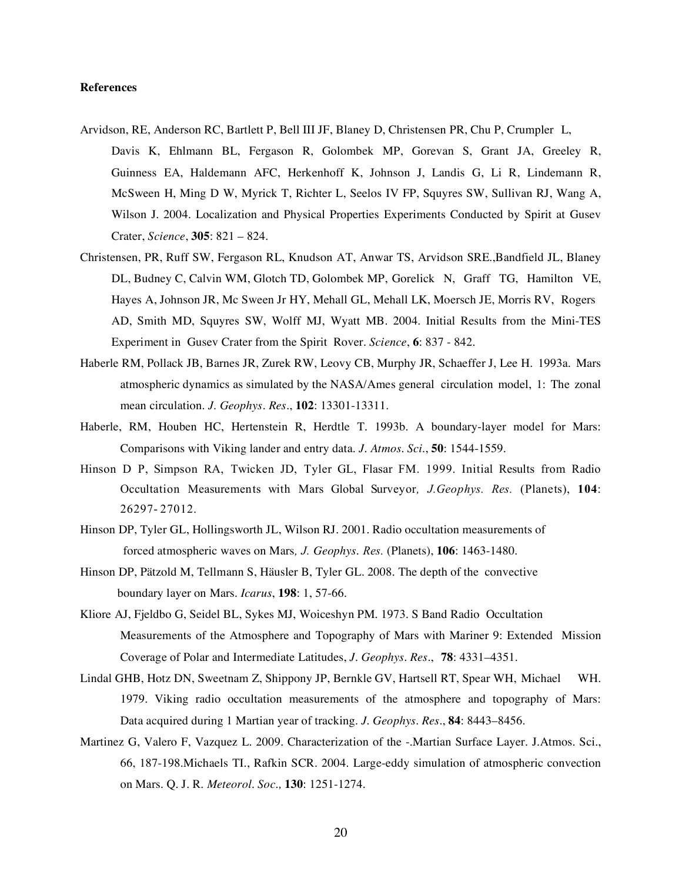**References**

Arvidson, RE, Anderson RC, Bartlett P, Bell III JF, Blaney D, Christensen PR, Chu P, Crumpler L, Davis K, Ehlmann BL, Fergason R, Golombek MP, Gorevan S, Grant JA, Greeley R, Guinness EA, Haldemann AFC, Herkenhoff K, Johnson J, Landis G, Li R, Lindemann R, McSween H, Ming D W, Myrick T, Richter L, Seelos IV FP, Squyres SW, Sullivan RJ, Wang A, Wilson J. 2004. Localization and Physical Properties Experiments Conducted by Spirit at Gusev Crater, *Science*, **305**: 821 – 824.

Christensen, PR, Ruff SW, Fergason RL, Knudson AT, Anwar TS, Arvidson SRE.,Bandfield JL, Blaney DL, Budney C, Calvin WM, Glotch TD, Golombek MP, Gorelick N, Graff TG, Hamilton VE, Hayes A, Johnson JR, Mc Sween Jr HY, Mehall GL, Mehall LK, Moersch JE, Morris RV, Rogers AD, Smith MD, Squyres SW, Wolff MJ, Wyatt MB. 2004. Initial Results from the Mini-TES Experiment in Gusev Crater from the Spirit Rover. *Science*, **6**: 837 - 842.

Haberle RM, Pollack JB, Barnes JR, Zurek RW, Leovy CB, Murphy JR, Schaeffer J, Lee H. 1993a. Mars atmospheric dynamics as simulated by the NASA/Ames general circulation model, 1: The zonal mean circulation. *J. Geophys. Res.*, **102**: 13301-13311.

Haberle, RM, Houben HC, Hertenstein R, Herdtle T. 1993b. A boundary-layer model for Mars: Comparisons with Viking lander and entry data. *J. Atmos. Sci.*, **50**: 1544-1559.

Hinson D P, Simpson RA, Twicken JD, Tyler GL, Flasar FM. 1999. Initial Results from Radio Occultation Measurements with Mars Global Surveyor*, J.Geophys. Res.* (Planets), **104**: 26297- 27012.

Hinson DP, Tyler GL, Hollingsworth JL, Wilson RJ. 2001. Radio occultation measurements of forced atmospheric waves on Mars*, J. Geophys. Res.* (Planets), **106**: 1463-1480.

Hinson DP, Pätzold M, Tellmann S, Häusler B, Tyler GL. 2008. The depth of the convective boundary layer on Mars. *Icarus*, **198**: 1, 57-66.

Kliore AJ, Fjeldbo G, Seidel BL, Sykes MJ, Woiceshyn PM. 1973. S Band Radio Occultation Measurements of the Atmosphere and Topography of Mars with Mariner 9: Extended Mission Coverage of Polar and Intermediate Latitudes, *J. Geophys. Res.*, **78**: 4331–4351.

Lindal GHB, Hotz DN, Sweetnam Z, Shippony JP, Bernkle GV, Hartsell RT, Spear WH, Michael WH. 1979. Viking radio occultation measurements of the atmosphere and topography of Mars: Data acquired during 1 Martian year of tracking. *J. Geophys. Res.*, **84**: 8443–8456.

Martinez G, Valero F, Vazquez L. 2009. Characterization of the -.Martian Surface Layer. J.Atmos. Sci., 66, 187-198.Michaels TI., Rafkin SCR. 2004. Large-eddy simulation of atmospheric convection on Mars. Q. J. R. *Meteorol. Soc.,* **130**: 1251-1274.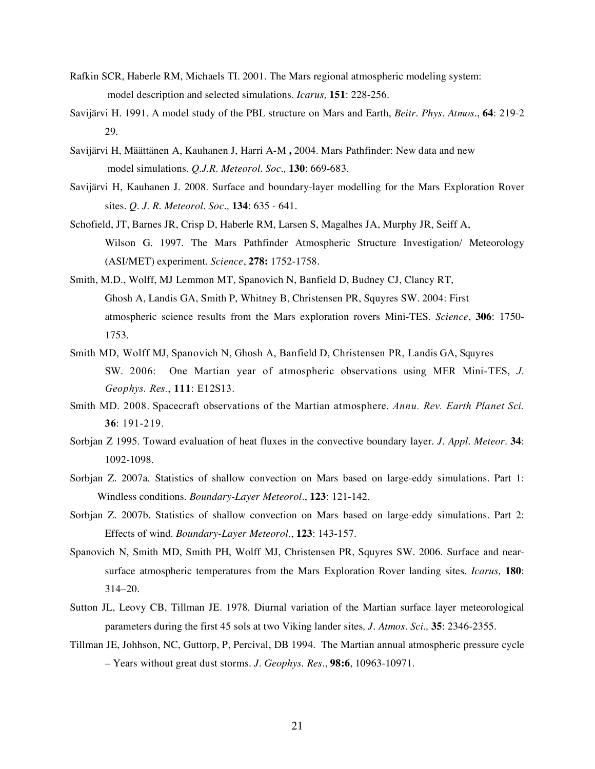Rafkin SCR, Haberle RM, Michaels TI. 2001. The Mars regional atmospheric modeling system: model description and selected simulations. *Icarus,* **151**: 228-256.

Savijärvi H. 1991. A model study of the PBL structure on Mars and Earth, *Beitr. Phys. Atmos*., **64**: 219-2 29.

Savijärvi H, Määttänen A, Kauhanen J, Harri A-M **,** 2004. Mars Pathfinder: New data and new model simulations. *Q.J.R. Meteorol. Soc.,* **130**: 669-683.

Savijärvi H, Kauhanen J. 2008. Surface and boundary-layer modelling for the Mars Exploration Rover sites. *Q. J. R. Meteorol. Soc.,* **134**: 635 - 641.

Schofield, JT, Barnes JR, Crisp D, Haberle RM, Larsen S, Magalhes JA, Murphy JR, Seiff A, Wilson G. 1997. The Mars Pathfinder Atmospheric Structure Investigation/ Meteorology (ASI/MET) experiment. *Science*, **278:** 1752-1758.

Smith, M.D., Wolff, MJ Lemmon MT, Spanovich N, Banfield D, Budney CJ, Clancy RT, Ghosh A, Landis GA, Smith P, Whitney B, Christensen PR, Squyres SW. 2004: First atmospheric science results from the Mars exploration rovers Mini-TES. *Science*, **306**: 1750-1753.

Smith MD, Wolff MJ, Spanovich N, Ghosh A, Banfield D, Christensen PR, Landis GA, Squyres SW. 2006: One Martian year of atmospheric observations using MER Mini-TES, *J. Geophys. Res.*, **111**: E12S13.

Smith MD. 2008. Spacecraft observations of the Martian atmosphere. *Annu. Rev. Earth Planet Sci.* **36**: 191-219.

Sorbjan Z 1995. Toward evaluation of heat fluxes in the convective boundary layer. *J. Appl. Meteor*. **34**: 1092-1098.

Sorbjan Z. 2007a. Statistics of shallow convection on Mars based on large-eddy simulations. Part 1: Windless conditions. *Boundary-Layer Meteorol*., **123**: 121-142.

Sorbjan Z. 2007b. Statistics of shallow convection on Mars based on large-eddy simulations. Part 2: Effects of wind. *Boundary-Layer Meteorol*., **123**: 143-157.

Spanovich N, Smith MD, Smith PH, Wolff MJ, Christensen PR, Squyres SW. 2006. Surface and near-surface atmospheric temperatures from the Mars Exploration Rover landing sites. *Icarus,* **180**: 314–20.

Sutton JL, Leovy CB, Tillman JE. 1978. Diurnal variation of the Martian surface layer meteorological parameters during the first 45 sols at two Viking lander sites*, J. Atmos. Sci.,* **35**: 2346-2355.

Tillman JE, Johhson, NC, Guttorp, P, Percival, DB 1994. The Martian annual atmospheric pressure cycle – Years without great dust storms. *J. Geophys. Res*., **98:6**, 10963-10971.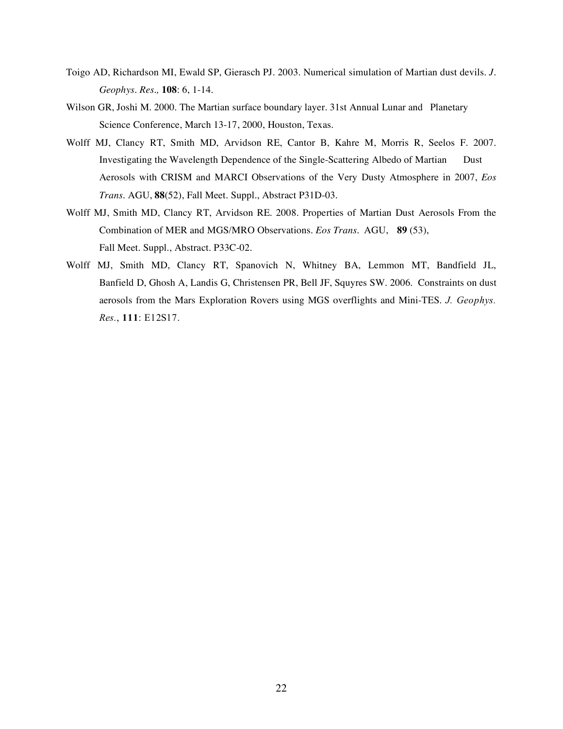Toigo AD, Richardson MI, Ewald SP, Gierasch PJ. 2003. Numerical simulation of Martian dust devils. *J. Geophys. Res.,* **108**: 6, 1-14.

Wilson GR, Joshi M. 2000. The Martian surface boundary layer. 31st Annual Lunar and Planetary Science Conference, March 13-17, 2000, Houston, Texas.

Wolff MJ, Clancy RT, Smith MD, Arvidson RE, Cantor B, Kahre M, Morris R, Seelos F. 2007. Investigating the Wavelength Dependence of the Single-Scattering Albedo of Martian Dust Aerosols with CRISM and MARCI Observations of the Very Dusty Atmosphere in 2007, *Eos Trans.* AGU, **88**(52), Fall Meet. Suppl., Abstract P31D-03.

Wolff MJ, Smith MD, Clancy RT, Arvidson RE. 2008. Properties of Martian Dust Aerosols From the Combination of MER and MGS/MRO Observations. *Eos Trans.* AGU, **89** (53), Fall Meet. Suppl., Abstract. P33C-02.

Wolff MJ, Smith MD, Clancy RT, Spanovich N, Whitney BA, Lemmon MT, Bandfield JL, Banfield D, Ghosh A, Landis G, Christensen PR, Bell JF, Squyres SW. 2006. Constraints on dust aerosols from the Mars Exploration Rovers using MGS overflights and Mini-TES. *J. Geophys. Res.*, **111**: E12S17.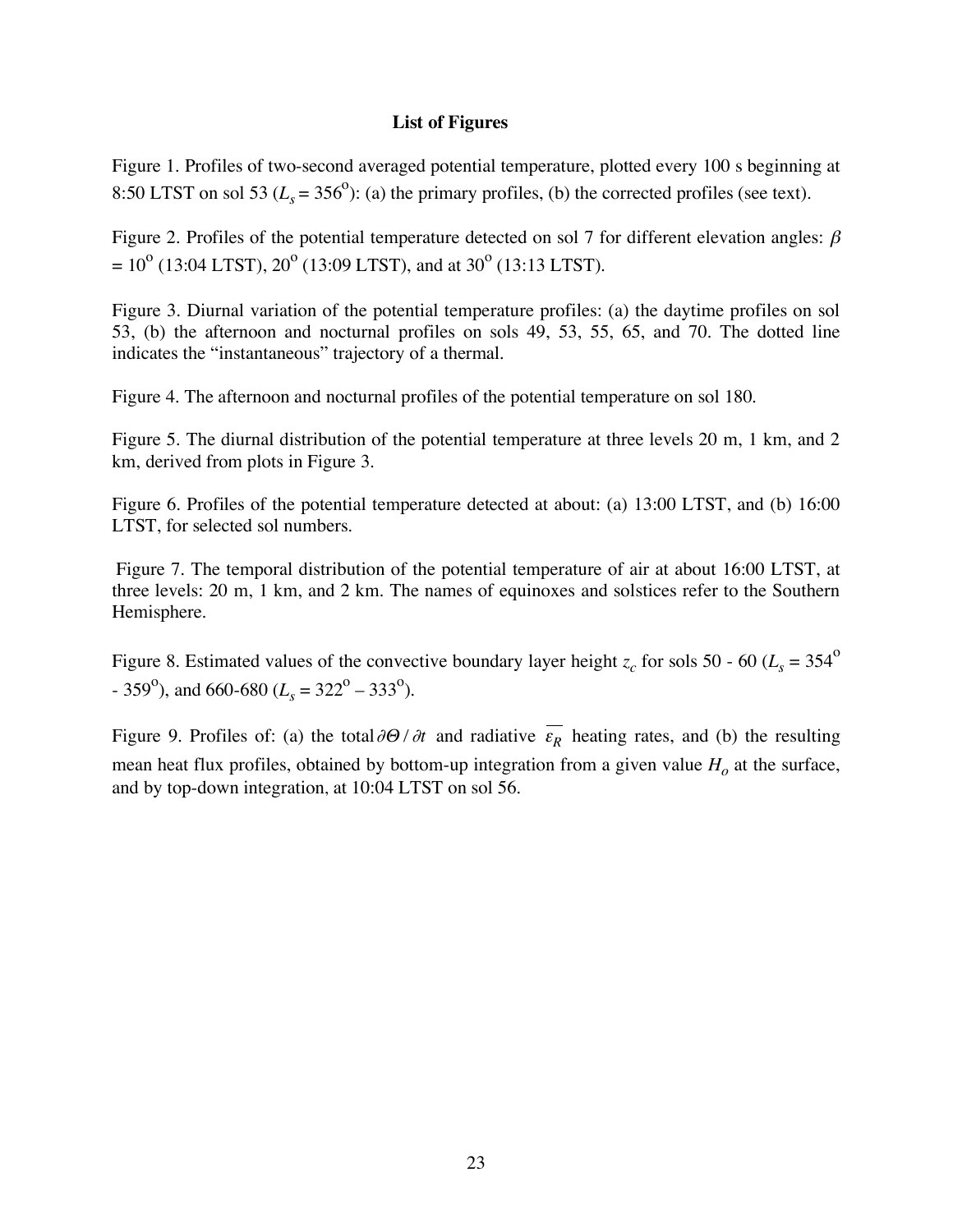## List of Figures

Figure 1. Profiles of two-second averaged potential temperature, plotted every 100 s beginning at 8:50 LTST on sol 53 ($L_s = 356^{\circ}$): (a) the primary profiles, (b) the corrected profiles (see text).

Figure 2. Profiles of the potential temperature detected on sol 7 for different elevation angles: $\beta = 10^{\circ}$ (13:04 LTST), $20^{\circ}$ (13:09 LTST), and at $30^{\circ}$ (13:13 LTST).

Figure 3. Diurnal variation of the potential temperature profiles: (a) the daytime profiles on sol 53, (b) the afternoon and nocturnal profiles on sols 49, 53, 55, 65, and 70. The dotted line indicates the "instantaneous" trajectory of a thermal.

Figure 4. The afternoon and nocturnal profiles of the potential temperature on sol 180.

Figure 5. The diurnal distribution of the potential temperature at three levels 20 m, 1 km, and 2 km, derived from plots in Figure 3.

Figure 6. Profiles of the potential temperature detected at about: (a) 13:00 LTST, and (b) 16:00 LTST, for selected sol numbers.

Figure 7. The temporal distribution of the potential temperature of air at about 16:00 LTST, at three levels: 20 m, 1 km, and 2 km. The names of equinoxes and solstices refer to the Southern Hemisphere.

Figure 8. Estimated values of the convective boundary layer height $z_c$ for sols 50 - 60 ($L_s = 354^{\circ}$ - $359^{\circ}$), and 660-680 ($L_s = 322^{\circ} - 333^{\circ}$).

Figure 9. Profiles of: (a) the total $\partial \Theta / \partial t$ and radiative $\overline{\varepsilon_R}$ heating rates, and (b) the resulting mean heat flux profiles, obtained by bottom-up integration from a given value $H_o$ at the surface, and by top-down integration, at 10:04 LTST on sol 56.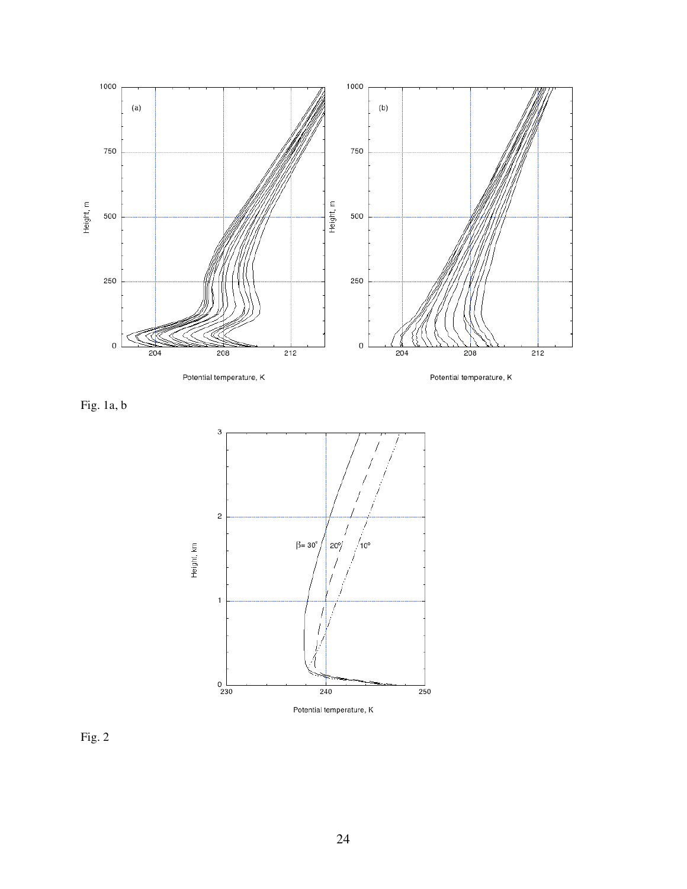Fig. 1a, b

Fig. 2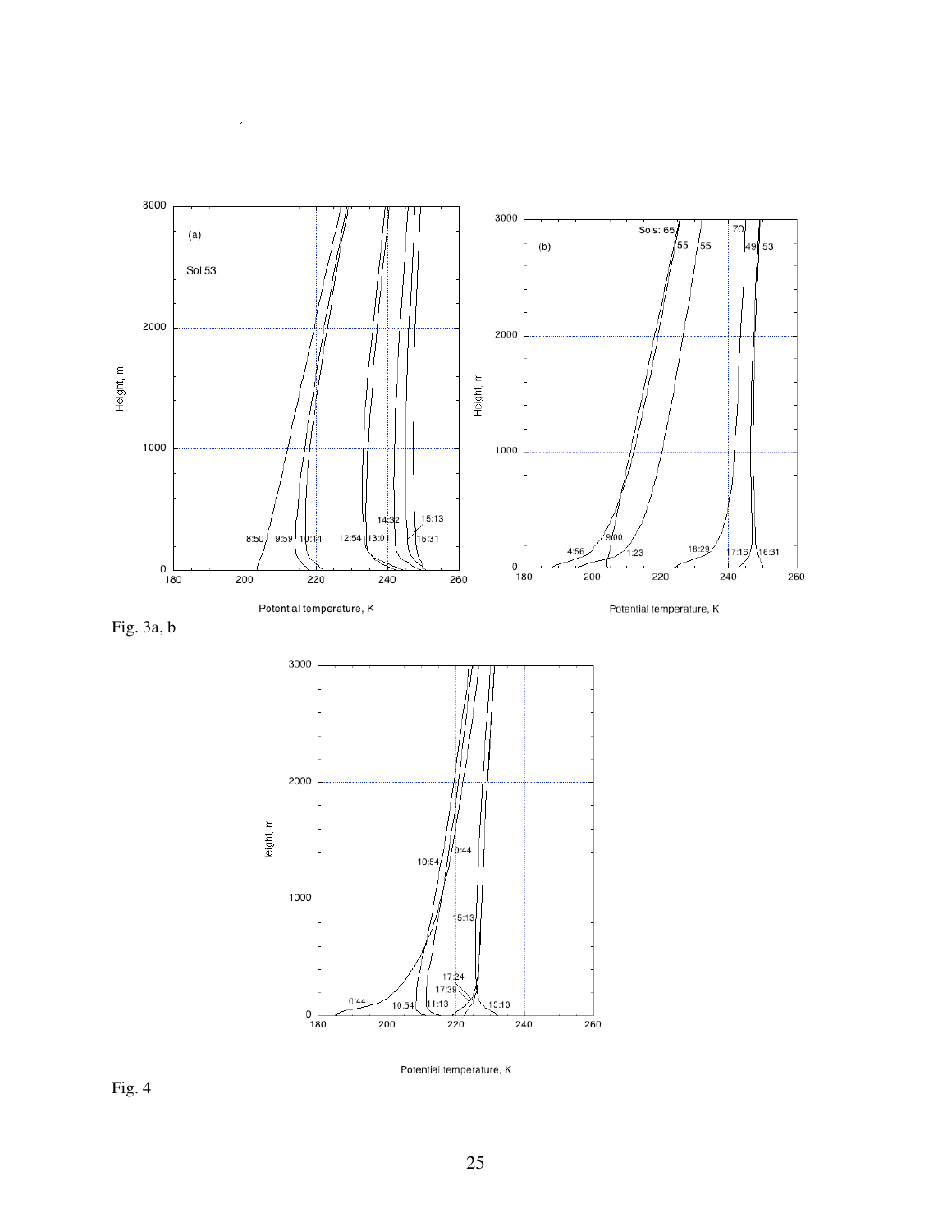Fig. 3a, b

Fig. 4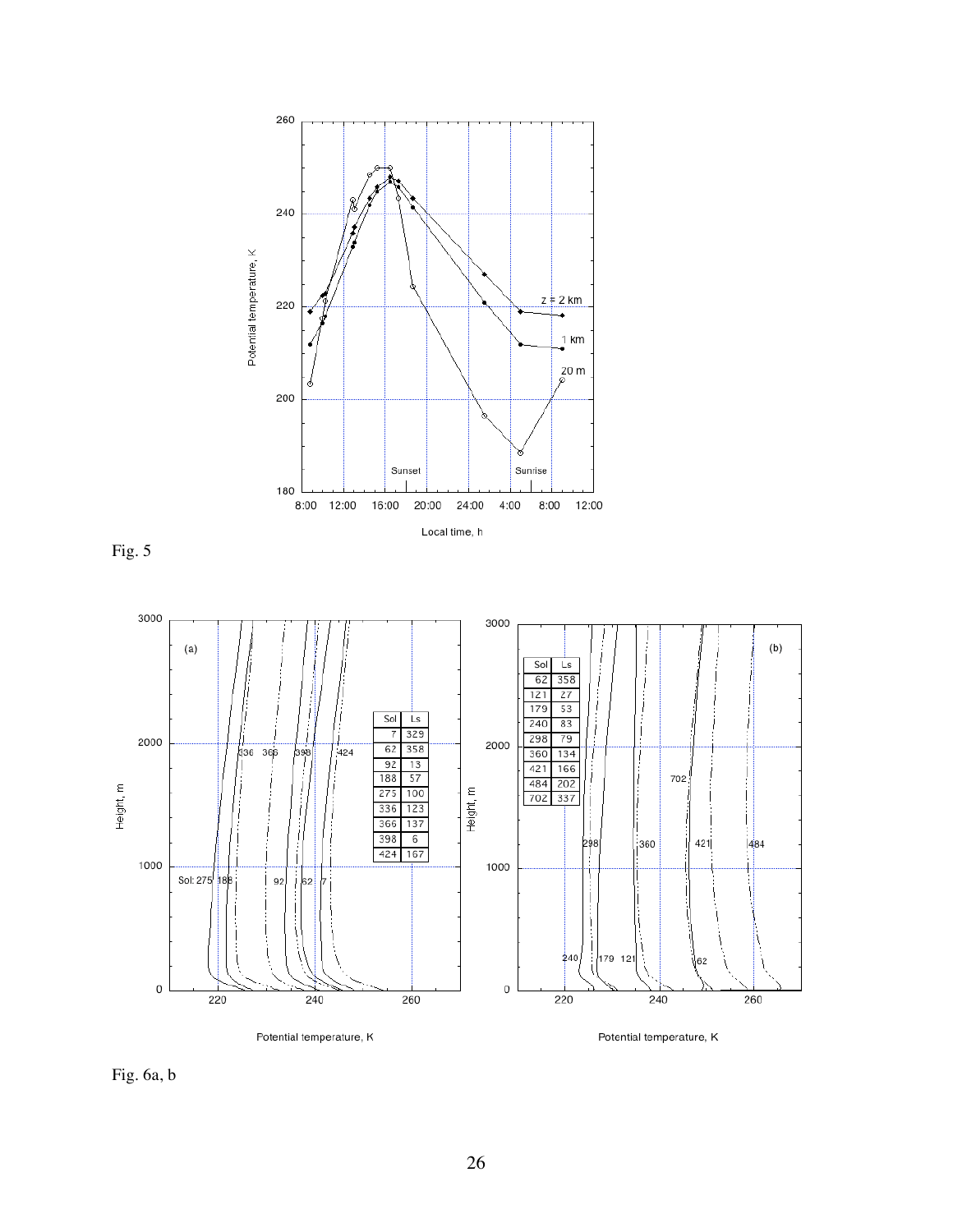Fig. 5

Fig. 6a, b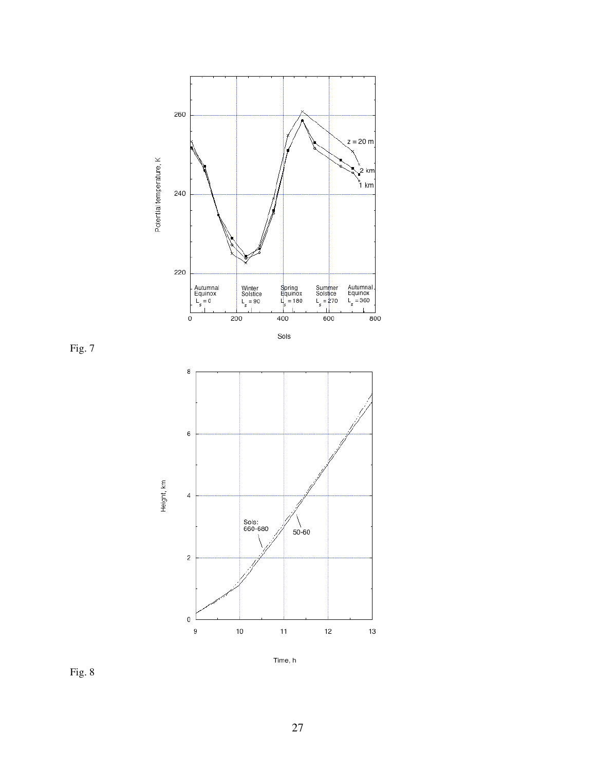Fig. 7

Fig. 8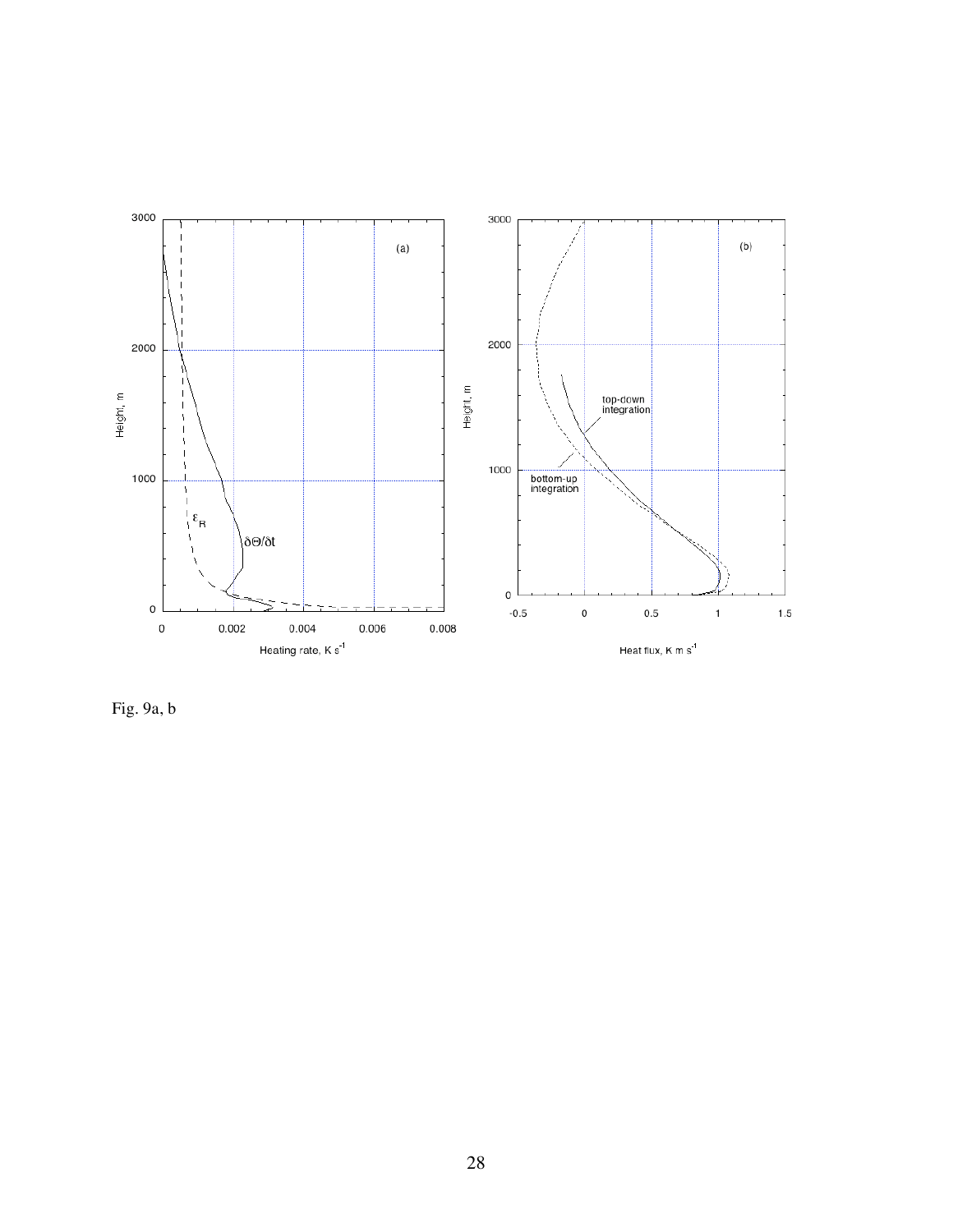(a)

Height, m

3000

2000

1000

0

0

0.002

0.004

0.006

0.008

Heating rate, K s$^{-1}$

$\varepsilon_R$

$\delta\Theta/\delta t$

(b)

Height, m

3000

2000

1000

0

-0.5

0

0.5

1

1.5

Heat flux, K m s$^{-1}$

top-down integration

bottom-up integration

Fig. 9a, b